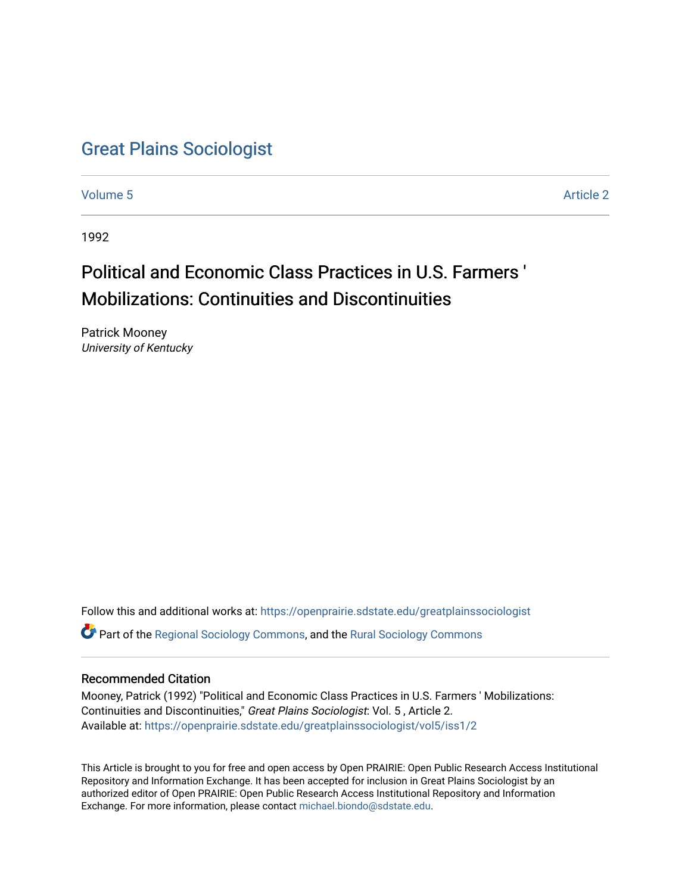# Great Plains Sociologist

Volume 5 | Article 2

1992

## Political and Economic Class Practices in U.S. Farmers ' Mobilizations: Continuities and Discontinuities

Patrick Mooney
*University of Kentucky*

Follow this and additional works at: https://openprairie.sdstate.edu/greatplainssociologist

Part of the Regional Sociology Commons, and the Rural Sociology Commons

### Recommended Citation

Mooney, Patrick (1992) "Political and Economic Class Practices in U.S. Farmers ' Mobilizations: Continuities and Discontinuities," *Great Plains Sociologist*: Vol. 5 , Article 2.
Available at: https://openprairie.sdstate.edu/greatplainssociologist/vol5/iss1/2

This Article is brought to you for free and open access by Open PRAIRIE: Open Public Research Access Institutional Repository and Information Exchange. It has been accepted for inclusion in Great Plains Sociologist by an authorized editor of Open PRAIRIE: Open Public Research Access Institutional Repository and Information Exchange. For more information, please contact michael.biondo@sdstate.edu.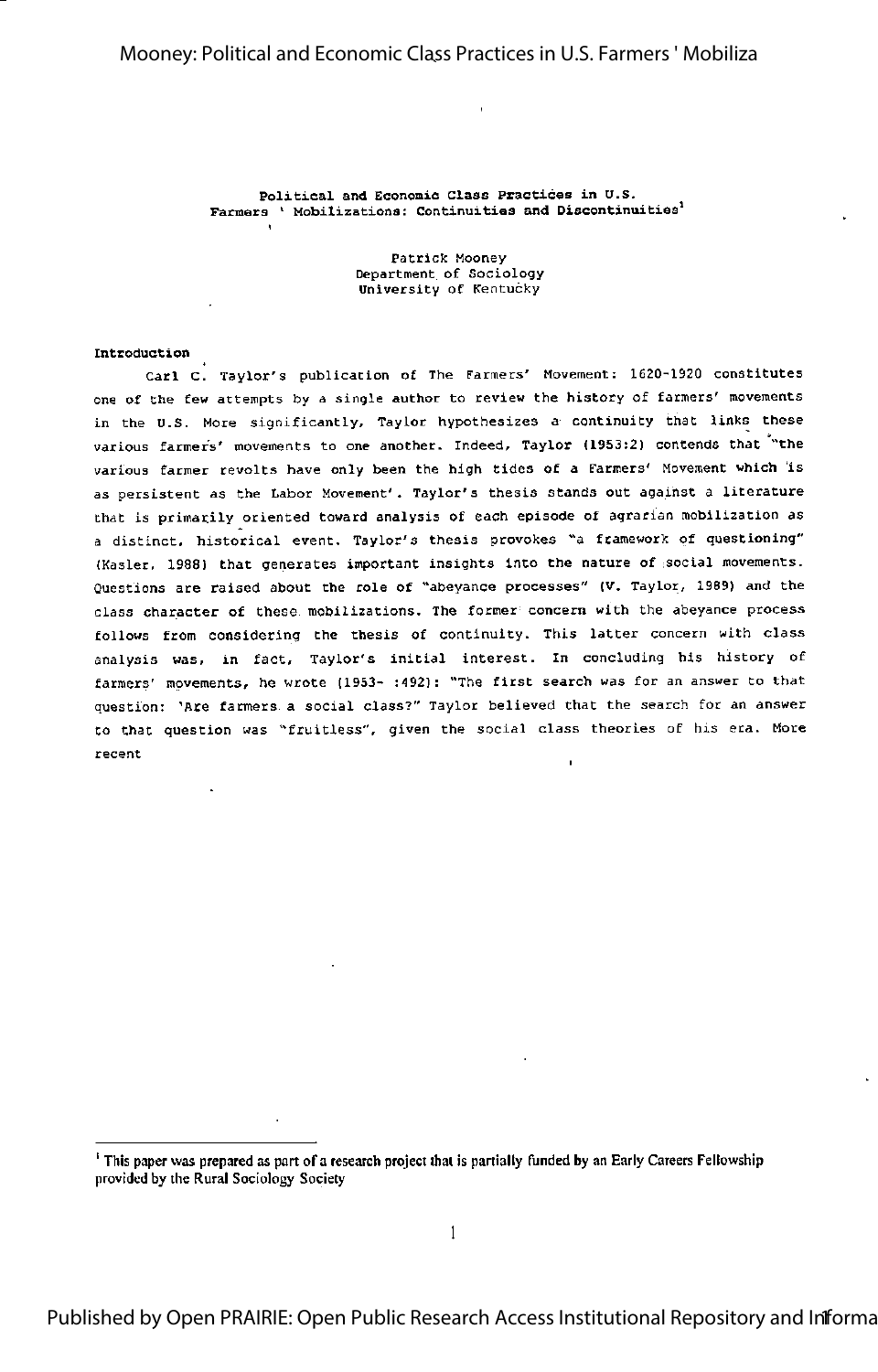## Political and Economic Class Practices in U.S. Farmers ' Mobilizations: Continuities and Discontinuities[1]

Patrick Mooney
Department of Sociology
University of Kentucky

### Introduction

Carl C. Taylor's publication of The Farmers' Movement: 1620-1920 constitutes one of the few attempts by a single author to review the history of farmers' movements in the U.S. More significantly, Taylor hypothesizes a continuity that links these various farmers' movements to one another. Indeed, Taylor (1953:2) contends that "the various farmer revolts have only been the high tides of a Farmers' Movement which is as persistent as the Labor Movement'. Taylor's thesis stands out against a literature that is primarily oriented toward analysis of each episode of agrarian mobilization as a distinct, historical event. Taylor's thesis provokes "a framework of questioning" (Kasler, 1988) that generates important insights into the nature of social movements. Questions are raised about the role of "abeyance processes" (V. Taylor, 1989) and the class character of these mobilizations. The former concern with the abeyance process follows from considering the thesis of continuity. This latter concern with class analysis was, in fact, Taylor's initial interest. In concluding his history of farmers' movements, he wrote (1953- :492): "The first search was for an answer to that question: 'Are farmers a social class?" Taylor believed that the search for an answer to that question was "fruitless", given the social class theories of his era. More recent

[1] This paper was prepared as part of a research project that is partially funded by an Early Careers Fellowship provided by the Rural Sociology Society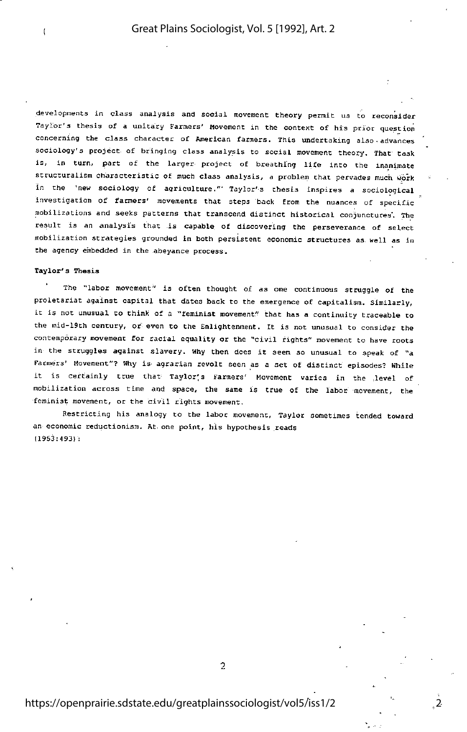developments in class analysis and social movement theory permit us to reconsider Taylor's thesis of a unitary Farmers' Movement in the context of his prior question concerning the class character of American farmers. This undertaking also advances sociology's project of bringing class analysis to social movement theory. That task is, in turn, part of the larger project of breathing life into the inanimate structuralism characteristic of much class analysis, a problem that pervades much work in the 'new sociology of agriculture."[1] Taylor's thesis inspires a sociological investigation of farmers' movements that steps back from the nuances of specific mobilizations and seeks patterns that transcend distinct historical conjunctures. The result is an analysis that is capable of discovering the perseverance of select mobilization strategies grounded in both persistent economic structures as well as in the agency embedded in the abeyance process.

**Taylor's Thesis**

The "labor movement" is often thought of as one continuous struggle of the proletariat against capital that dates back to the emergence of capitalism. Similarly, it is not unusual to think of a "feminist movement" that has a continuity traceable to the mid-19th century, or even to the Enlightenment. It is not unusual to consider the contemporary movement for racial equality or the "civil rights" movement to have roots in the struggles against slavery. Why then does it seem so unusual to speak of "a Farmers' Movement"? Why is agrarian revolt seen as a set of distinct episodes? While it is certainly true that Taylor's Farmers' Movement varies in the level of mobilization across time and space, the same is true of the labor movement, the feminist movement, or the civil rights movement.

Restricting his analogy to the labor movement, Taylor sometimes tended toward an economic reductionism. At one point, his hypothesis reads (1953:493):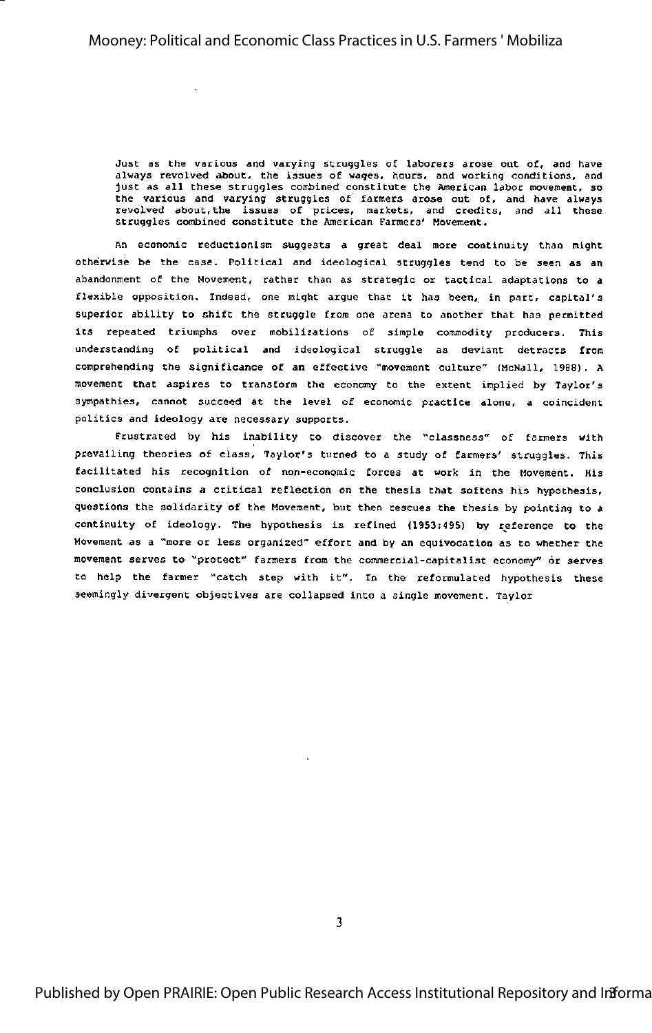> Just as the various and varying struggles of laborers arose out of, and have always revolved about, the issues of wages, hours, and working conditions, and just as all these struggles combined constitute the American labor movement, so the various and varying struggles of farmers arose out of, and have always revolved about, the issues of prices, markets, and credits, and all these struggles combined constitute the American Farmers' Movement.

An economic reductionism suggests a great deal more continuity than might otherwise be the case. Political and ideological struggles tend to be seen as an abandonment of the Movement, rather than as strategic or tactical adaptations to a flexible opposition. Indeed, one might argue that it has been, in part, capital's superior ability to shift the struggle from one arena to another that has permitted its repeated triumphs over mobilizations of simple commodity producers. This understanding of political and ideological struggle as deviant detracts from comprehending the significance of an effective "movement culture" (McNall, 1988). A movement that aspires to transform the economy to the extent implied by Taylor's sympathies, cannot succeed at the level of economic practice alone, a coincident politics and ideology are necessary supports.

Frustrated by his inability to discover the "classness" of farmers with prevailing theories of class, Taylor's turned to a study of farmers' struggles. This facilitated his recognition of non-economic forces at work in the Movement. His conclusion contains a critical reflection on the thesis that softens his hypothesis, questions the solidarity of the Movement, but then rescues the thesis by pointing to a continuity of ideology. The hypothesis is refined (1953:495) by reference to the Movement as a "more or less organized" effort and by an equivocation as to whether the movement serves to "protect" farmers from the commercial-capitalist economy" or serves to help the farmer "catch step with it". In the reformulated hypothesis these seemingly divergent objectives are collapsed into a single movement. Taylor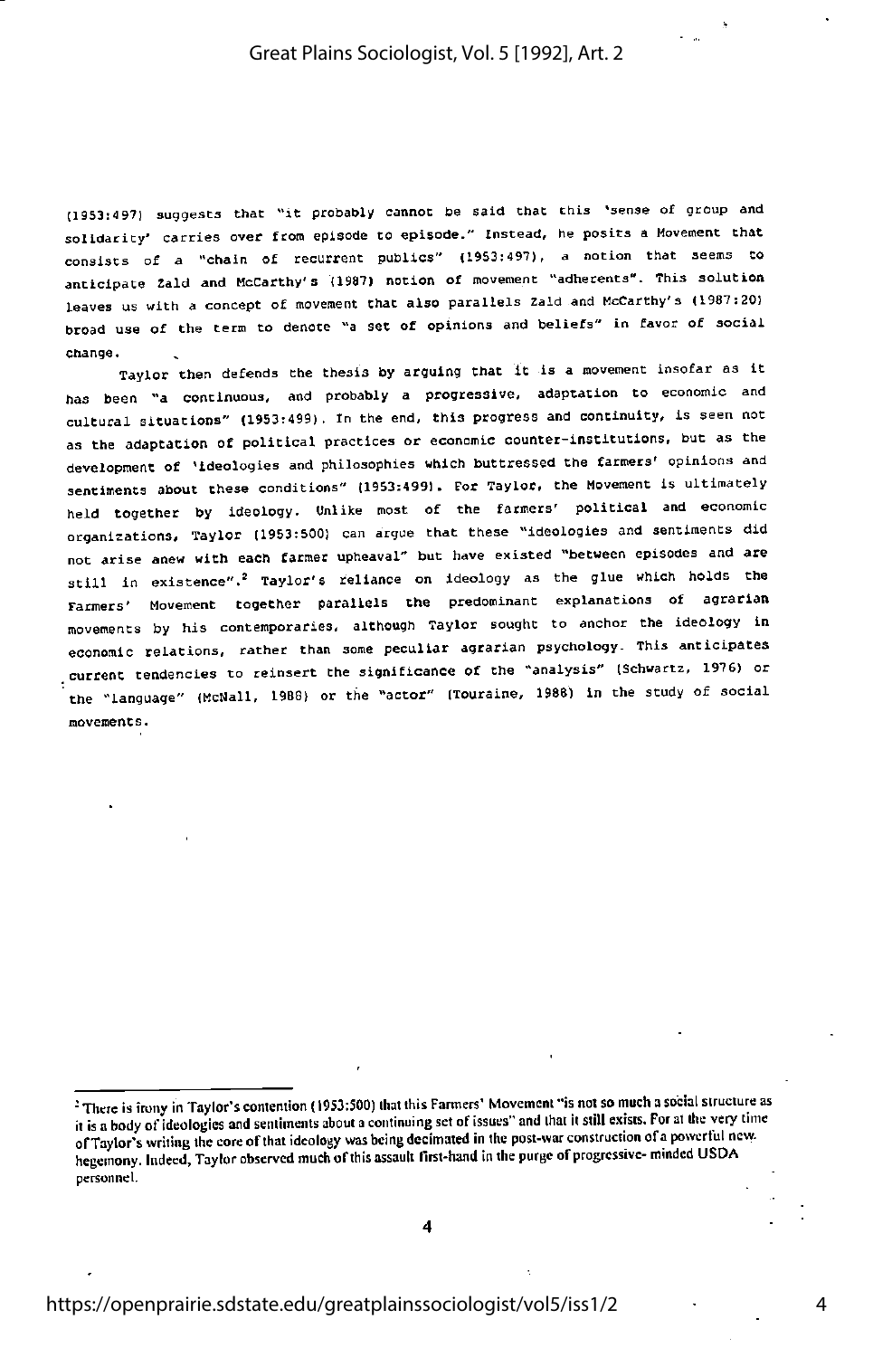(1953:497) suggests that "it probably cannot be said that this 'sense of group and solidarity' carries over from episode to episode." Instead, he posits a Movement that consists of a "chain of recurrent publics" (1953:497), a notion that seems to anticipate Zald and McCarthy's (1987) notion of movement "adherents". This solution leaves us with a concept of movement that also parallels Zald and McCarthy's (1987:20) broad use of the term to denote "a set of opinions and beliefs" in favor of social change.

Taylor then defends the thesis by arguing that it is a movement insofar as it has been "a continuous, and probably a progressive, adaptation to economic and cultural situations" (1953:499). In the end, this progress and continuity, is seen not as the adaptation of political practices or economic counter-institutions, but as the development of 'ideologies and philosophies which buttressed the farmers' opinions and sentiments about these conditions" (1953:499). For Taylor, the Movement is ultimately held together by ideology. Unlike most of the farmers' political and economic organizations, Taylor (1953:500) can argue that these "ideologies and sentiments did not arise anew with each farmer upheaval" but have existed "between episodes and are still in existence".[2] Taylor's reliance on ideology as the glue which holds the Farmers' Movement together parallels the predominant explanations of agrarian movements by his contemporaries, although Taylor sought to anchor the ideology in economic relations, rather than some peculiar agrarian psychology. This anticipates current tendencies to reinsert the significance of the "analysis" (Schwartz, 1976) or the "language" (McNall, 1988) or the "actor" (Touraine, 1988) in the study of social movements.

---

[2] There is irony in Taylor's contention (1953:500) that this Farmers' Movement "is not so much a social structure as it is a body of ideologies and sentiments about a continuing set of issues" and that it still exists. For at the very time of Taylor's writing the core of that ideology was being decimated in the post-war construction of a powerful new hegemony. Indeed, Taylor observed much of this assault first-hand in the purge of progressive- minded USDA personnel.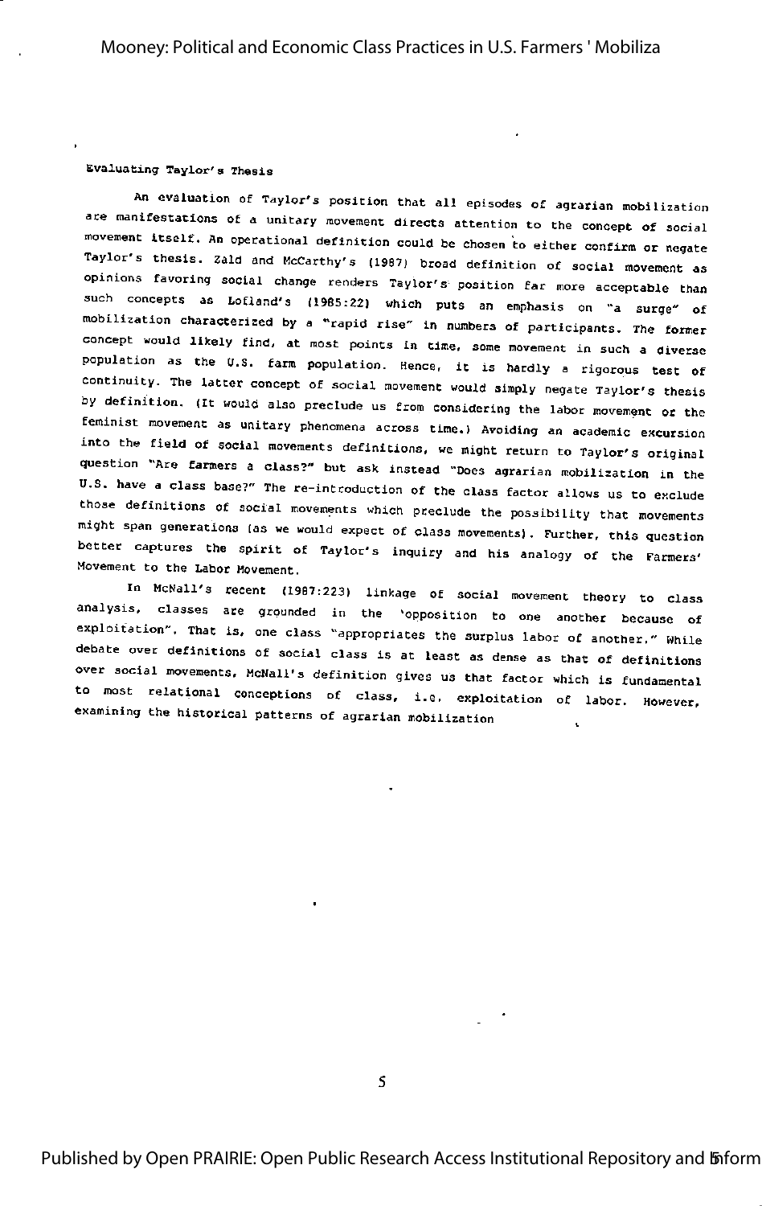## Evaluating Taylor's Thesis

An evaluation of Taylor's position that all episodes of agrarian mobilization are manifestations of a unitary movement directs attention to the concept of social movement itself. An operational definition could be chosen to either confirm or negate Taylor's thesis. Zald and McCarthy's (1987) broad definition of social movement as opinions favoring social change renders Taylor's position far more acceptable than such concepts as Lofland's (1985:22) which puts an emphasis on "a surge" of mobilization characterized by a "rapid rise" in numbers of participants. The former concept would likely find, at most points in time, some movement in such a diverse population as the U.S. farm population. Hence, it is hardly a rigorous test of continuity. The latter concept of social movement would simply negate Taylor's thesis by definition. (It would also preclude us from considering the labor movement or the feminist movement as unitary phenomena across time.) Avoiding an academic excursion into the field of social movements definitions, we might return to Taylor's original question "Are farmers a class?" but ask instead "Does agrarian mobilization in the U.S. have a class base?" The re-introduction of the class factor allows us to exclude those definitions of social movements which preclude the possibility that movements might span generations (as we would expect of class movements). Further, this question better captures the spirit of Taylor's inquiry and his analogy of the Farmers' Movement to the Labor Movement.

In McNall's recent (1987:223) linkage of social movement theory to class analysis, classes are grounded in the 'opposition to one another because of exploitation". That is, one class "appropriates the surplus labor of another." While debate over definitions of social class is at least as dense as that of definitions over social movements, McNall's definition gives us that factor which is fundamental to most relational conceptions of class, i.e. exploitation of labor. However, examining the historical patterns of agrarian mobilization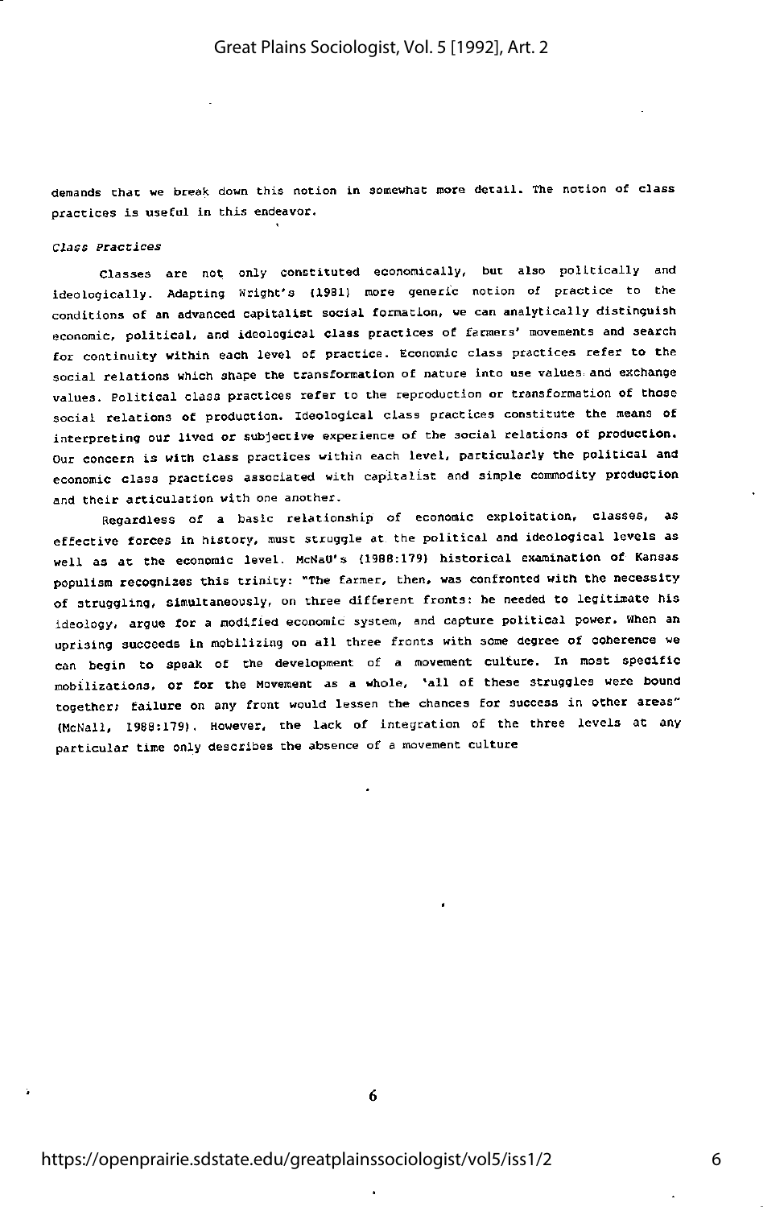demands that we break down this notion in somewhat more detail. The notion of class practices is useful in this endeavor.

*Class Practices*

Classes are not only constituted economically, but also politically and ideologically. Adapting Wright's (1981) more generic notion of practice to the conditions of an advanced capitalist social formation, we can analytically distinguish economic, political, and ideological class practices of farmers' movements and search for continuity within each level of practice. Economic class practices refer to the social relations which shape the transformation of nature into use values and exchange values. Political class practices refer to the reproduction or transformation of those social relations of production. Ideological class practices constitute the means of interpreting our lived or subjective experience of the social relations of production. Our concern is with class practices within each level, particularly the political and economic class practices associated with capitalist and simple commodity production and their articulation with one another.

Regardless of a basic relationship of economic exploitation, classes, as effective forces in history, must struggle at the political and ideological levels as well as at the economic level. McNaU's (1988:179) historical examination of Kansas populism recognizes this trinity: "The farmer, then, was confronted with the necessity of struggling, simultaneously, on three different fronts: he needed to legitimate his ideology, argue for a modified economic system, and capture political power. When an uprising succeeds in mobilizing on all three fronts with some degree of coherence we can begin to speak of the development of a movement culture. In most specific mobilizations, or for the Movement as a whole, 'all of these struggles were bound together; failure on any front would lessen the chances for success in other areas" (McNall, 1988:179). However, the lack of integration of the three levels at any particular time only describes the absence of a movement culture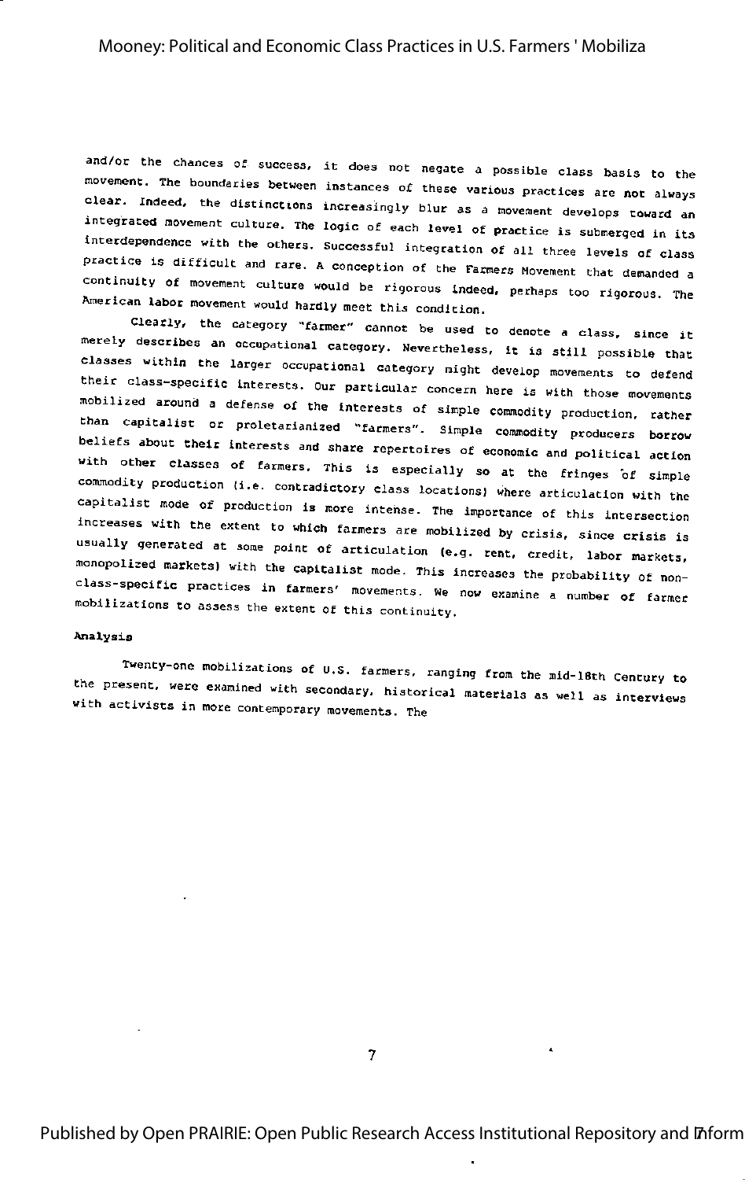and/or the chances of success, it does not negate a possible class basis to the movement. The boundaries between instances of these various practices are not always clear. Indeed, the distinctions increasingly blur as a movement develops toward an integrated movement culture. The logic of each level of practice is submerged in its interdependence with the others. Successful integration of all three levels of class practice is difficult and rare. A conception of the Farmers Movement that demanded a continuity of movement culture would be rigorous indeed, perhaps too rigorous. The American labor movement would hardly meet this condition.

Clearly, the category "farmer" cannot be used to denote a class, since it merely describes an occupational category. Nevertheless, it is still possible that classes within the larger occupational category might develop movements to defend their class-specific interests. Our particular concern here is with those movements mobilized around a defense of the interests of simple commodity production, rather than capitalist or proletarianized "farmers". Simple commodity producers borrow beliefs about their interests and share repertoires of economic and political action with other classes of farmers. This is especially so at the fringes of simple commodity production (i.e. contradictory class locations) where articulation with the capitalist mode of production is more intense. The importance of this intersection increases with the extent to which farmers are mobilized by crisis, since crisis is usually generated at some point of articulation (e.g. rent, credit, labor markets, monopolized markets) with the capitalist mode. This increases the probability of non-class-specific practices in farmers' movements. We now examine a number of farmer mobilizations to assess the extent of this continuity.

**Analysis**

Twenty-one mobilizations of U.S. farmers, ranging from the mid-18th Century to the present, were examined with secondary, historical materials as well as interviews with activists in more contemporary movements. The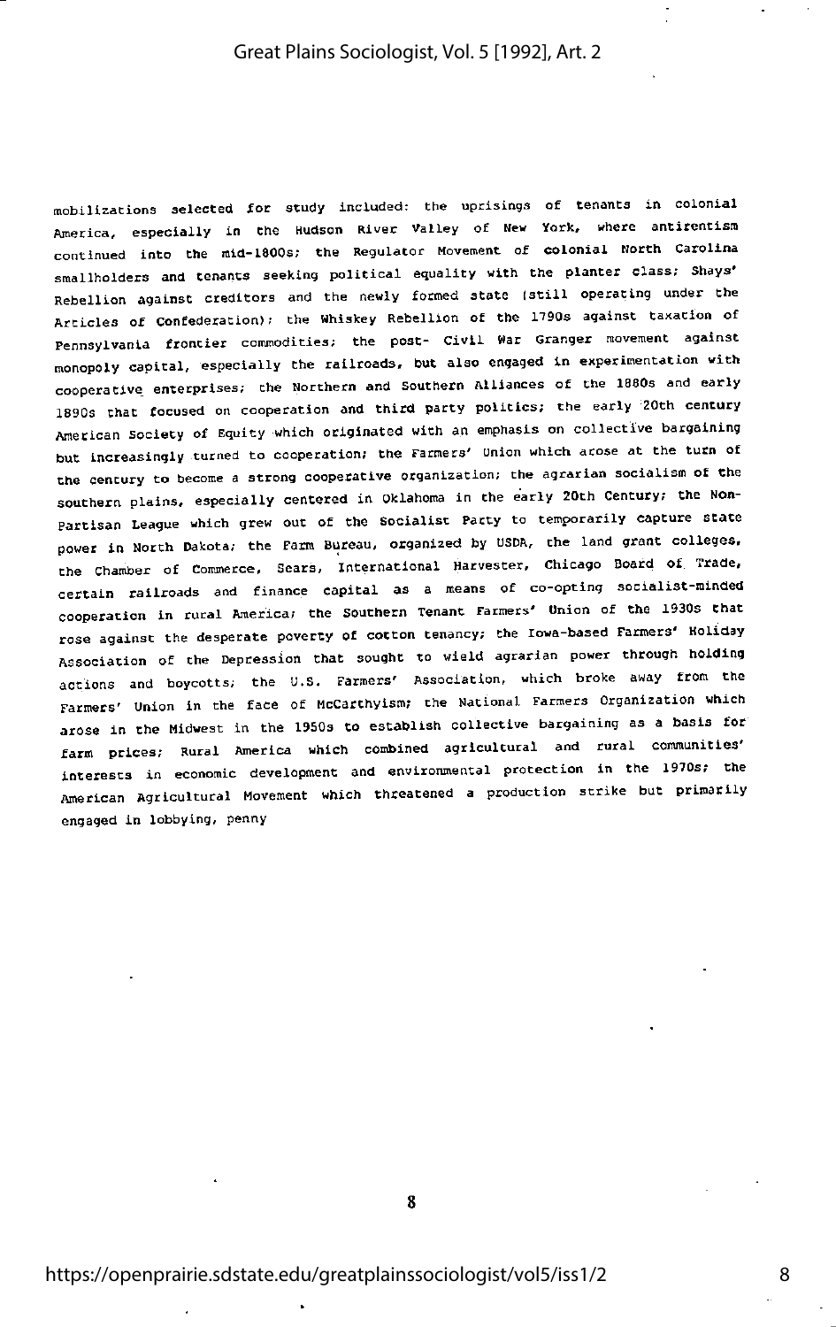mobilizations selected for study included: the uprisings of tenants in colonial America, especially in the Hudson River Valley of New York, where antirentism continued into the mid-1800s; the Regulator Movement of colonial North Carolina smallholders and tenants seeking political equality with the planter class; Shays' Rebellion against creditors and the newly formed state (still operating under the Articles of Confederation); the Whiskey Rebellion of the 1790s against taxation of Pennsylvania frontier commodities; the post- Civil War Granger movement against monopoly capital, especially the railroads, but also engaged in experimentation with cooperative enterprises; the Northern and Southern Alliances of the 1880s and early 1890s that focused on cooperation and third party politics; the early 20th century American Society of Equity which originated with an emphasis on collective bargaining but increasingly turned to cooperation; the Farmers' Union which arose at the turn of the century to become a strong cooperative organization; the agrarian socialism of the southern plains, especially centered in Oklahoma in the early 20th Century; the Non-Partisan League which grew out of the Socialist Party to temporarily capture state power in North Dakota; the Farm Bureau, organized by USDA, the land grant colleges, the Chamber of Commerce, Sears, International Harvester, Chicago Board of Trade, certain railroads and finance capital as a means of co-opting socialist-minded cooperation in rural America; the Southern Tenant Farmers' Union of the 1930s that rose against the desperate poverty of cotton tenancy; the Iowa-based Farmers' Holiday Association of the Depression that sought to wield agrarian power through holding actions and boycotts; the U.S. Farmers' Association, which broke away from the Farmers' Union in the face of McCarthyism; the National Farmers Organization which arose in the Midwest in the 1950s to establish collective bargaining as a basis for farm prices; Rural America which combined agricultural and rural communities' interests in economic development and environmental protection in the 1970s; the American Agricultural Movement which threatened a production strike but primarily engaged in lobbying, penny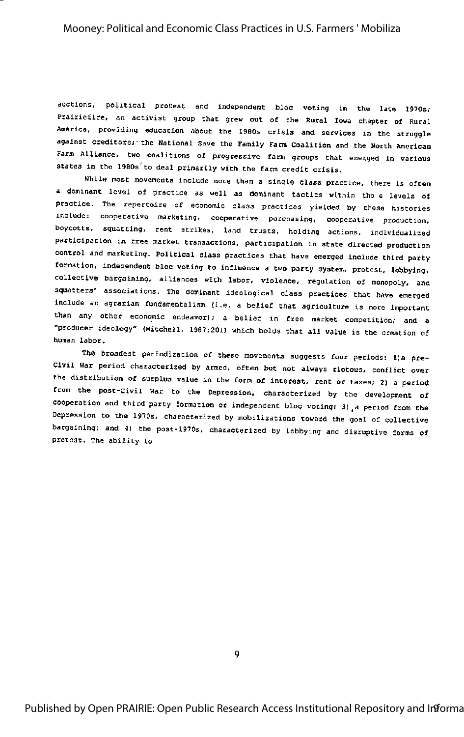auctions, political protest and independent bloc voting in the late 1970s; Prairiefire, an activist group that grew out of the Rural Iowa chapter of Rural America, providing education about the 1980s crisis and services in the struggle against creditors; the National Save the Family Farm Coalition and the North American Farm Alliance, two coalitions of progressive farm groups that emerged in various states in the 1980s to deal primarily with the farm credit crisis.

While most movements include more than a single class practice, there is often a dominant level of practice as well as dominant tactics within tho e levels of practice. The repertoire of economic class practices yielded by these histories include: cooperative marketing, cooperative purchasing, cooperative production, boycotts, squatting, rent strikes, land trusts, holding actions, individualized participation in free market transactions, participation in state directed production control and marketing. Political class practices that have emerged include third party formation, independent bloc voting to influence a two party system, protest, lobbying, collective bargaining, alliances with labor, violence, regulation of monopoly, and squatters' associations. The dominant ideological class practices that have emerged include an agrarian fundamentalism (i.e. a belief that agriculture is more important than any other economic endeavor); a belief in free market competition; and a "producer ideology" (Mitchell, 1987:201) which holds that all value is the creation of human labor.

The broadest periodization of these movements suggests four periods: 1)a pre-Civil War period characterized by armed, often but not always riotous, conflict over the distribution of surplus value in the form of interest, rent or taxes; 2) a period from the post-Civil War to the Depression, characterized by the development of cooperation and third party formation or independent bloc voting; 3) a period from the Depression to the 1970s, characterized by mobilizations toward the goal of collective bargaining; and 4) the post-1970s, characterized by lobbying and disruptive forms of protest. The ability to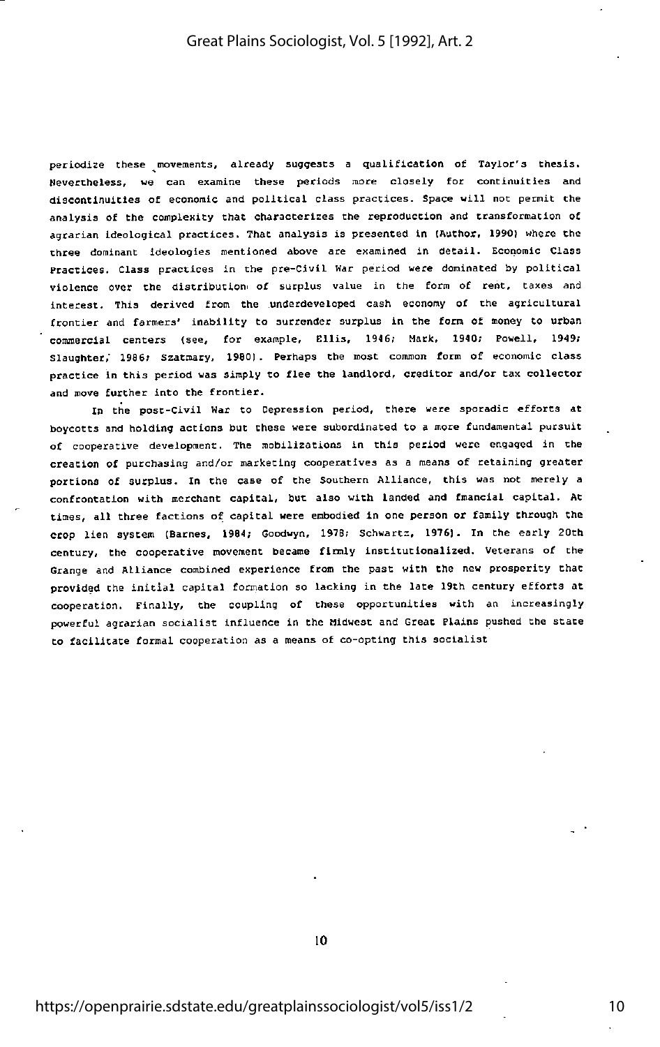periodize these movements, already suggests a qualification of Taylor's thesis. Nevertheless, we can examine these periods more closely for continuities and discontinuities of economic and political class practices. Space will not permit the analysis of the complexity that characterizes the reproduction and transformation of agrarian ideological practices. That analysis is presented in (Author, 1990) where the three dominant ideologies mentioned above are examined in detail. Economic Class Practices. Class practices in the pre-Civil War period were dominated by political violence over the distribution of surplus value in the form of rent, taxes and interest. This derived from the underdeveloped cash economy of the agricultural frontier and farmers' inability to surrender surplus in the form of money to urban commercial centers (see, for example, Ellis, 1946; Mark, 1940; Powell, 1949; Slaughter, 1986; Szatmary, 1980). Perhaps the most common form of economic class practice in this period was simply to flee the landlord, creditor and/or tax collector and move further into the frontier.

In the post-Civil War to Depression period, there were sporadic efforts at boycotts and holding actions but these were subordinated to a more fundamental pursuit of cooperative development. The mobilizations in this period were engaged in the creation of purchasing and/or marketing cooperatives as a means of retaining greater portions of surplus. In the case of the Southern Alliance, this was not merely a confrontation with merchant capital, but also with landed and financial capital. At times, all three factions of capital were embodied in one person or family through the crop lien system (Barnes, 1984; Goodwyn, 1978; Schwartz, 1976). In the early 20th century, the cooperative movement became firmly institutionalized. Veterans of the Grange and Alliance combined experience from the past with the new prosperity that provided the initial capital formation so lacking in the late 19th century efforts at cooperation. Finally, the coupling of these opportunities with an increasingly powerful agrarian socialist influence in the Midwest and Great Plains pushed the state to facilitate formal cooperation as a means of co-opting this socialist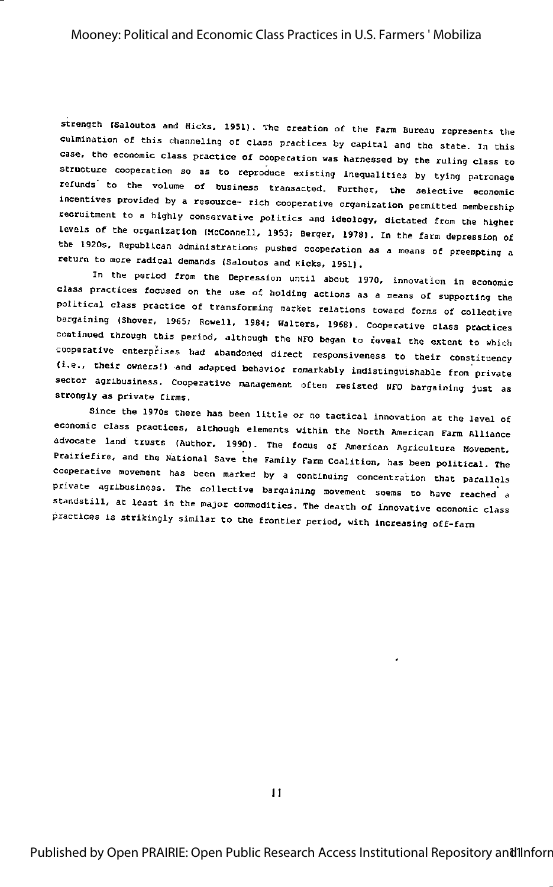strength (Saloutos and Hicks, 1951). The creation of the Farm Bureau represents the culmination of this channeling of class practices by capital and the state. In this case, the economic class practice of cooperation was harnessed by the ruling class to structure cooperation so as to reproduce existing inequalities by tying patronage refunds to the volume of business transacted. Further, the selective economic incentives provided by a resource- rich cooperative organization permitted membership recruitment to a highly conservative politics and ideology, dictated from the higher levels of the organization (McConnell, 1953; Berger, 1978). In the farm depression of the 1920s, Republican administrations pushed cooperation as a means of preempting a return to more radical demands (Saloutos and Hicks, 1951).

In the period from the Depression until about 1970, innovation in economic class practices focused on the use of holding actions as a means of supporting the political class practice of transforming market relations toward forms of collective bargaining (Shover, 1965; Rowell, 1984; Walters, 1968). Cooperative class practices continued through this period, although the NFO began to reveal the extent to which cooperative enterprises had abandoned direct responsiveness to their constituency (i.e., their owners!) and adapted behavior remarkably indistinguishable from private sector agribusiness. Cooperative management often resisted NFO bargaining just as strongly as private firms.

Since the 1970s there has been little or no tactical innovation at the level of economic class practices, although elements within the North American Farm Alliance advocate land trusts (Author, 1990). The focus of American Agriculture Movement, Prairiefire, and the National Save the Family Farm Coalition, has been political. The cooperative movement has been marked by a continuing concentration that parallels private agribusiness. The collective bargaining movement seems to have reached a standstill, at least in the major commodities. The dearth of innovative economic class practices is strikingly similar to the frontier period, with increasing off-farm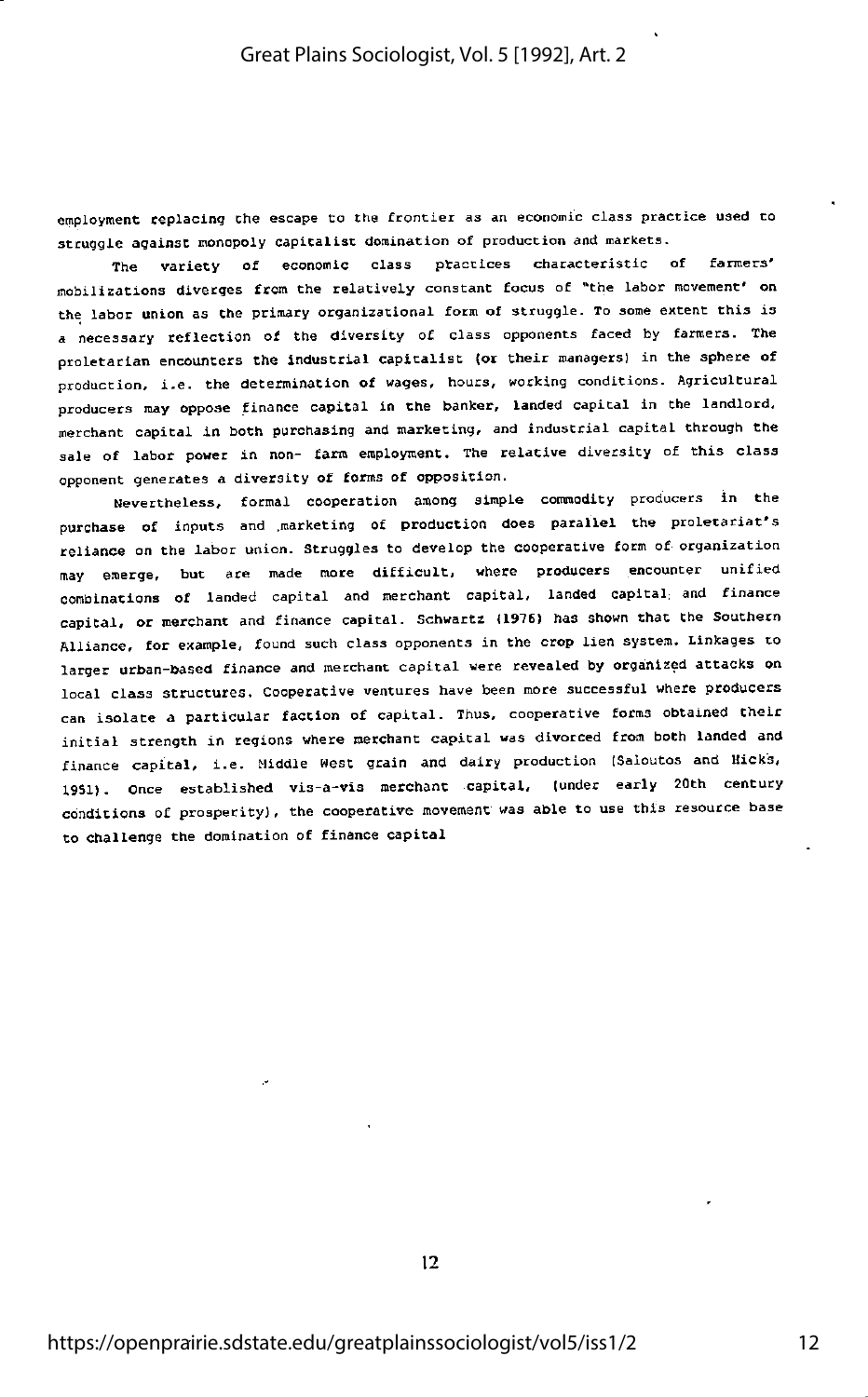employment replacing the escape to the frontier as an economic class practice used to struggle against monopoly capitalist domination of production and markets.

The variety of economic class practices characteristic of farmers' mobilizations diverges from the relatively constant focus of "the labor movement" on the labor union as the primary organizational form of struggle. To some extent this is a necessary reflection of the diversity of class opponents faced by farmers. The proletarian encounters the industrial capitalist (or their managers) in the sphere of production, i.e. the determination of wages, hours, working conditions. Agricultural producers may oppose finance capital in the banker, landed capital in the landlord, merchant capital in both purchasing and marketing, and industrial capital through the sale of labor power in non- farm employment. The relative diversity of this class opponent generates a diversity of forms of opposition.

Nevertheless, formal cooperation among simple commodity producers in the purchase of inputs and marketing of production does parallel the proletariat's reliance on the labor union. Struggles to develop the cooperative form of organization may emerge, but are made more difficult, where producers encounter unified combinations of landed capital and merchant capital, landed capital and finance capital, or merchant and finance capital. Schwartz (1976) has shown that the Southern Alliance, for example, found such class opponents in the crop lien system. Linkages to larger urban-based finance and merchant capital were revealed by organized attacks on local class structures. Cooperative ventures have been more successful where producers can isolate a particular faction of capital. Thus, cooperative forms obtained their initial strength in regions where merchant capital was divorced from both landed and finance capital, i.e. Middle West grain and dairy production (Saloutos and Hicks, 1951). Once established vis-a-vis merchant capital, (under early 20th century conditions of prosperity), the cooperative movement was able to use this resource base to challenge the domination of finance capital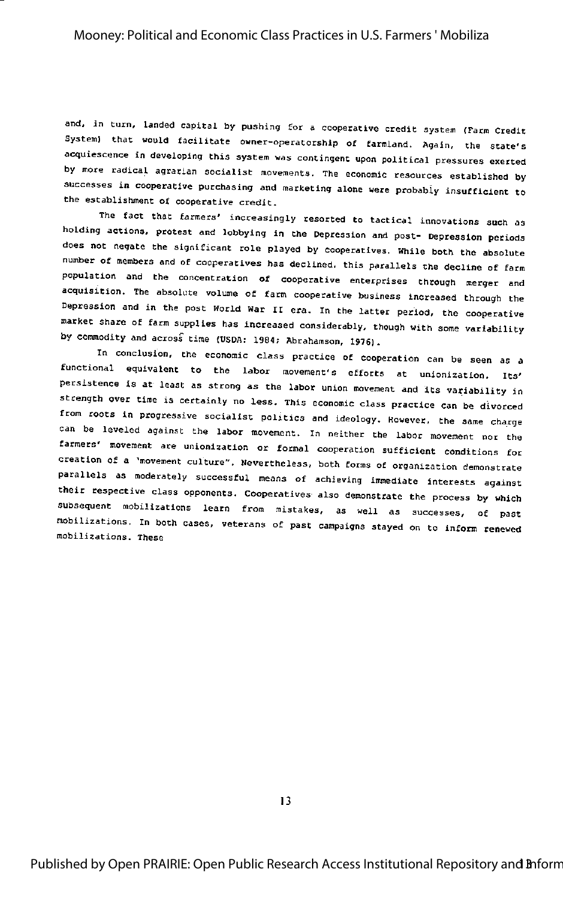and, in turn, landed capital by pushing for a cooperative credit system (Farm Credit System) that would facilitate owner-operatorship of farmland. Again, the state's acquiescence in developing this system was contingent upon political pressures exerted by more radical agrarian socialist movements. The economic resources established by successes in cooperative purchasing and marketing alone were probably insufficient to the establishment of cooperative credit.

The fact that farmers' increasingly resorted to tactical innovations such as holding actions, protest and lobbying in the Depression and post- Depression periods does not negate the significant role played by cooperatives. While both the absolute number of members and of cooperatives has declined, this parallels the decline of farm population and the concentration of cooperative enterprises through merger and acquisition. The absolute volume of farm cooperative business increased through the Depression and in the post World War II era. In the latter period, the cooperative market share of farm supplies has increased considerably, though with some variability by commodity and across time (USDA: 1984; Abrahamson, 1976).

In conclusion, the economic class practice of cooperation can be seen as a functional equivalent to the labor movement's efforts at unionization. Its' persistence is at least as strong as the labor union movement and its variability in strength over time is certainly no less. This economic class practice can be divorced from roots in progressive socialist politics and ideology. However, the same charge can be leveled against the labor movement. In neither the labor movement nor the farmers' movement are unionization or formal cooperation sufficient conditions for creation of a 'movement culture". Nevertheless, both forms of organization demonstrate parallels as moderately successful means of achieving immediate interests against their respective class opponents. Cooperatives also demonstrate the process by which subsequent mobilizations learn from mistakes, as well as successes, of past mobilizations. In both cases, veterans of past campaigns stayed on to inform renewed mobilizations. These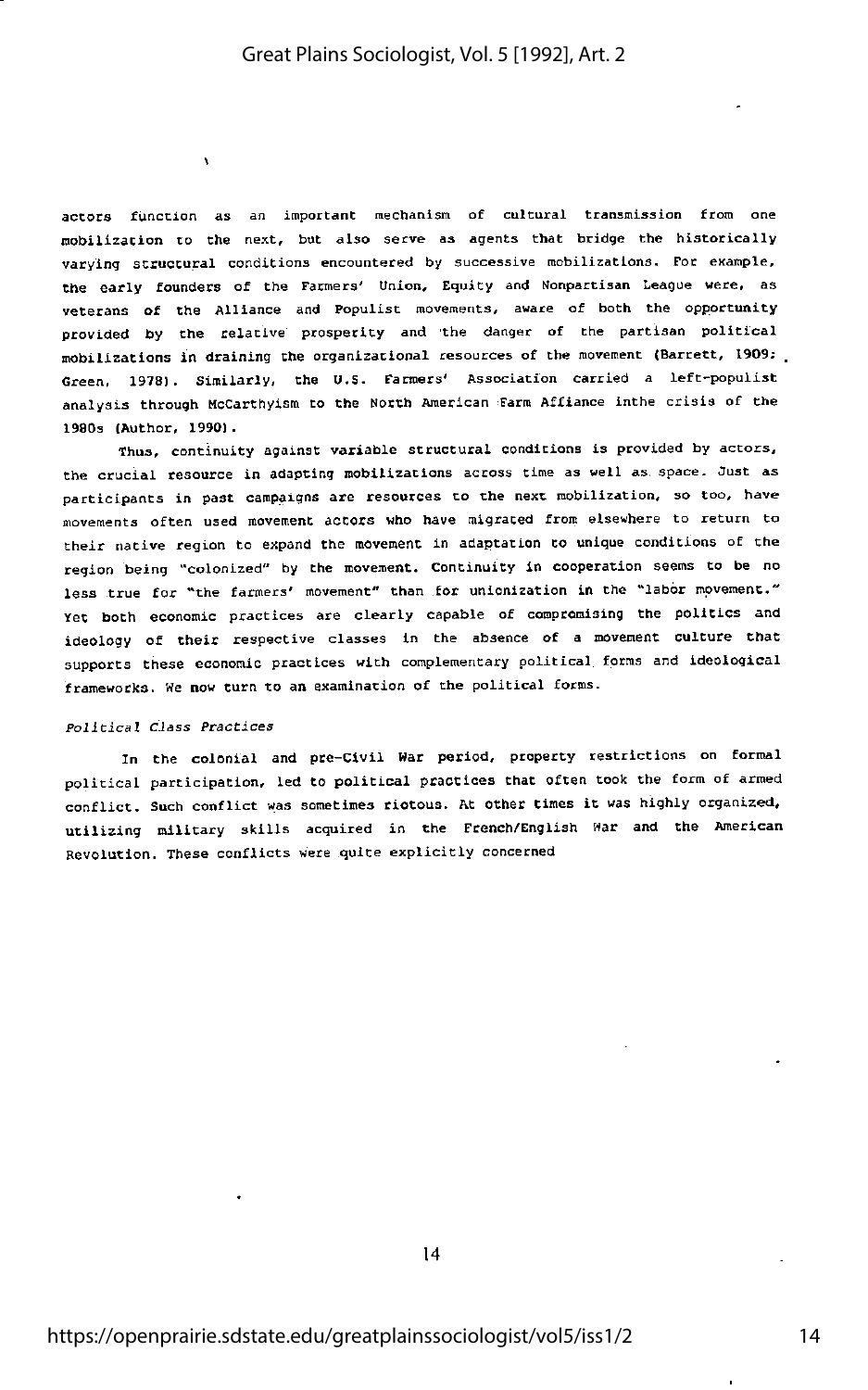actors function as an important mechanism of cultural transmission from one mobilization to the next, but also serve as agents that bridge the historically varying structural conditions encountered by successive mobilizations. For example, the early founders of the Farmers' Union, Equity and Nonpartisan League were, as veterans of the Alliance and Populist movements, aware of both the opportunity provided by the relative prosperity and the danger of the partisan political mobilizations in draining the organizational resources of the movement (Barrett, 1909; Green, 1978). Similarly, the U.S. Farmers' Association carried a left-populist analysis through McCarthyism to the North American Farm Alliance inthe crisis of the 1980s (Author, 1990).

Thus, continuity against variable structural conditions is provided by actors, the crucial resource in adapting mobilizations across time as well as space. Just as participants in past campaigns are resources to the next mobilization, so too, have movements often used movement actors who have migrated from elsewhere to return to their native region to expand the movement in adaptation to unique conditions of the region being "colonized" by the movement. Continuity in cooperation seems to be no less true for "the farmers' movement" than for unionization in the "labor movement." Yet both economic practices are clearly capable of compromising the politics and ideology of their respective classes in the absence of a movement culture that supports these economic practices with complementary political forms and ideological frameworks. We now turn to an examination of the political forms.

*Political Class Practices*

In the colonial and pre-Civil War period, property restrictions on formal political participation, led to political practices that often took the form of armed conflict. Such conflict was sometimes riotous. At other times it was highly organized, utilizing military skills acquired in the French/English War and the American Revolution. These conflicts were quite explicitly concerned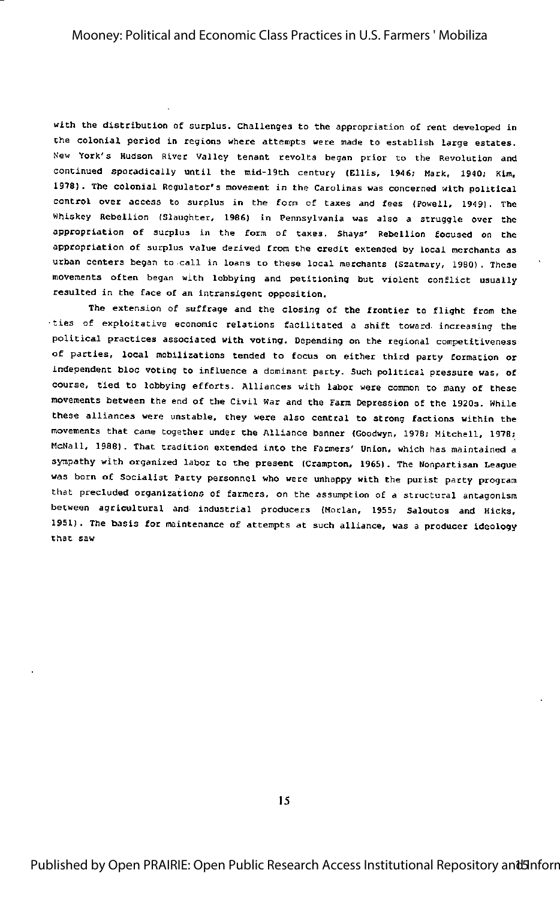with the distribution of surplus. Challenges to the appropriation of rent developed in the colonial period in regions where attempts were made to establish large estates. New York's Hudson River Valley tenant revolts began prior to the Revolution and continued sporadically until the mid-19th century (Ellis, 1946; Mark, 1940; Kim, 1978). The colonial Regulator's movement in the Carolinas was concerned with political control over access to surplus in the form of taxes and fees (Powell, 1949). The Whiskey Rebellion (Slaughter, 1986) in Pennsylvania was also a struggle over the appropriation of surplus in the form of taxes. Shays' Rebellion focused on the appropriation of surplus value derived from the credit extended by local merchants as urban centers began to call in loans to these local merchants (Szatmary, 1980). These movements often began with lobbying and petitioning but violent conflict usually resulted in the face of an intransigent opposition.

The extension of suffrage and the closing of the frontier to flight from the ties of exploitative economic relations facilitated a shift toward increasing the political practices associated with voting. Depending on the regional competitiveness of parties, local mobilizations tended to focus on either third party formation or independent bloc voting to influence a dominant party. Such political pressure was, of course, tied to lobbying efforts. Alliances with labor were common to many of these movements between the end of the Civil War and the Farm Depression of the 1920s. While these alliances were unstable, they were also central to strong factions within the movements that came together under the Alliance banner (Goodwyn, 1978; Mitchell, 1978; McNall, 1988). That tradition extended into the Farmers' Union, which has maintained a sympathy with organized labor to the present (Crampton, 1965). The Nonpartisan League was born of Socialist Party personnel who were unhappy with the purist party program that precluded organizations of farmers, on the assumption of a structural antagonism between agricultural and industrial producers (Morlan, 1955; Saloutos and Hicks, 1951). The basis for maintenance of attempts at such alliance, was a producer ideology that saw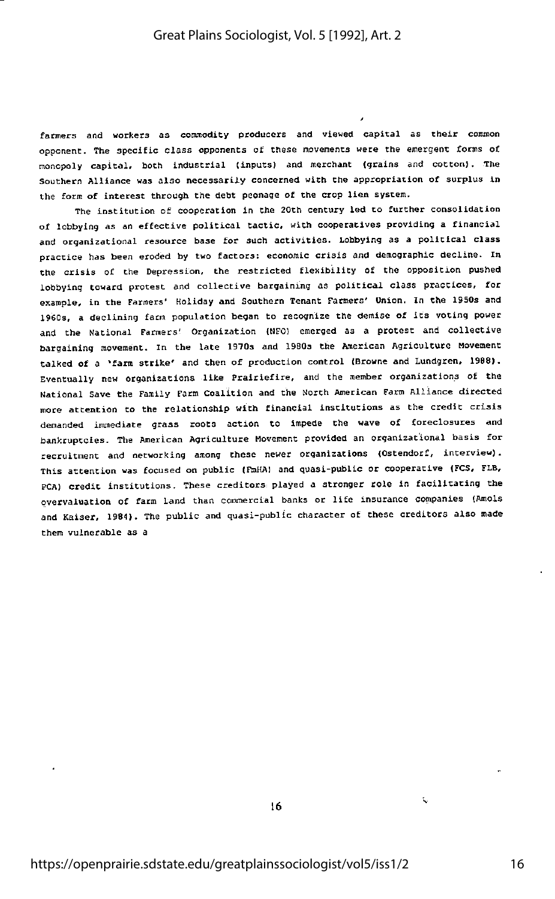farmers and workers as commodity producers and viewed capital as their common opponent. The specific class opponents of these movements were the emergent forms of monopoly capital, both industrial (inputs) and merchant (grains and cotton). The Southern Alliance was also necessarily concerned with the appropriation of surplus in the form of interest through the debt peonage of the crop lien system.

The institution of cooperation in the 20th century led to further consolidation of lobbying as an effective political tactic, with cooperatives providing a financial and organizational resource base for such activities. Lobbying as a political class practice has been eroded by two factors: economic crisis and demographic decline. In the crisis of the Depression, the restricted flexibility of the opposition pushed lobbying toward protest and collective bargaining as political class practices, for example, in the Farmers' Holiday and Southern Tenant Farmers' Union. In the 1950s and 1960s, a declining farm population began to recognize the demise of its voting power and the National Farmers' Organization (NFO) emerged as a protest and collective bargaining movement. In the late 1970s and 1980s the American Agriculture Movement talked of a 'farm strike' and then of production control (Browne and Lundgren, 1988). Eventually new organizations like Prairiefire, and the member organizations of the National Save the Family Farm Coalition and the North American Farm Alliance directed more attention to the relationship with financial institutions as the credit crisis demanded immediate grass roots action to impede the wave of foreclosures and bankruptcies. The American Agriculture Movement provided an organizational basis for recruitment and networking among these newer organizations (Ostendorf, interview). This attention was focused on public (FmHA) and quasi-public or cooperative (FCS, FLB, PCA) credit institutions. These creditors played a stronger role in facilitating the overvaluation of farm land than commercial banks or life insurance companies (Amols and Kaiser, 1984). The public and quasi-public character of these creditors also made them vulnerable as a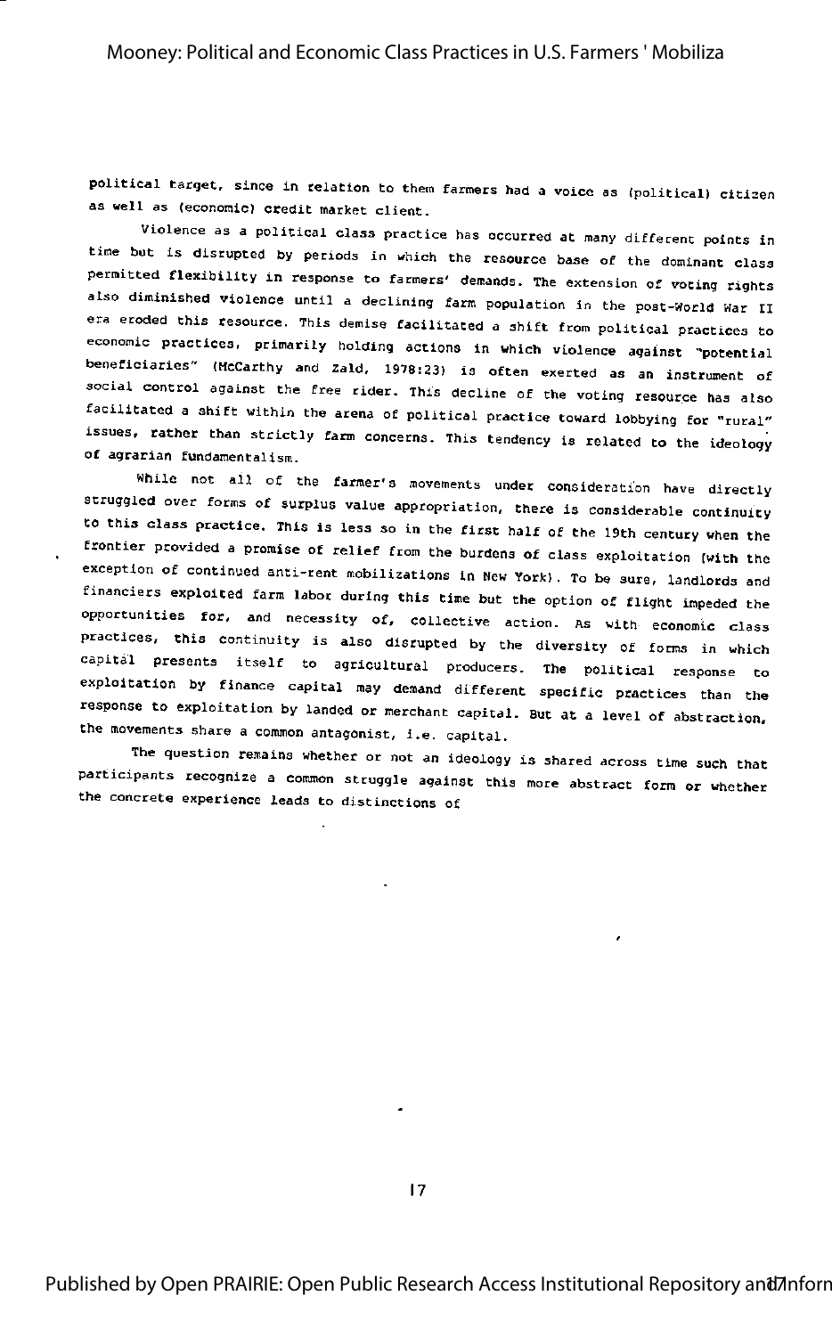political target, since in relation to them farmers had a voice as (political) citizen as well as (economic) credit market client.

Violence as a political class practice has occurred at many different points in time but is disrupted by periods in which the resource base of the dominant class permitted flexibility in response to farmers' demands. The extension of voting rights also diminished violence until a declining farm population in the post-World War II era eroded this resource. This demise facilitated a shift from political practices to economic practices, primarily holding actions in which violence against "potential beneficiaries" (McCarthy and Zald, 1978:23) is often exerted as an instrument of social control against the free rider. This decline of the voting resource has also facilitated a shift within the arena of political practice toward lobbying for "rural" issues, rather than strictly farm concerns. This tendency is related to the ideology of agrarian fundamentalism.

While not all of the farmer's movements under consideration have directly struggled over forms of surplus value appropriation, there is considerable continuity to this class practice. This is less so in the first half of the 19th century when the frontier provided a promise of relief from the burdens of class exploitation (with the exception of continued anti-rent mobilizations in New York). To be sure, landlords and financiers exploited farm labor during this time but the option of flight impeded the opportunities for, and necessity of, collective action. As with economic class practices, this continuity is also disrupted by the diversity of forms in which capital presents itself to agricultural producers. The political response to exploitation by finance capital may demand different specific practices than the response to exploitation by landed or merchant capital. But at a level of abstraction, the movements share a common antagonist, i.e. capital.

The question remains whether or not an ideology is shared across time such that participants recognize a common struggle against this more abstract form or whether the concrete experience leads to distinctions of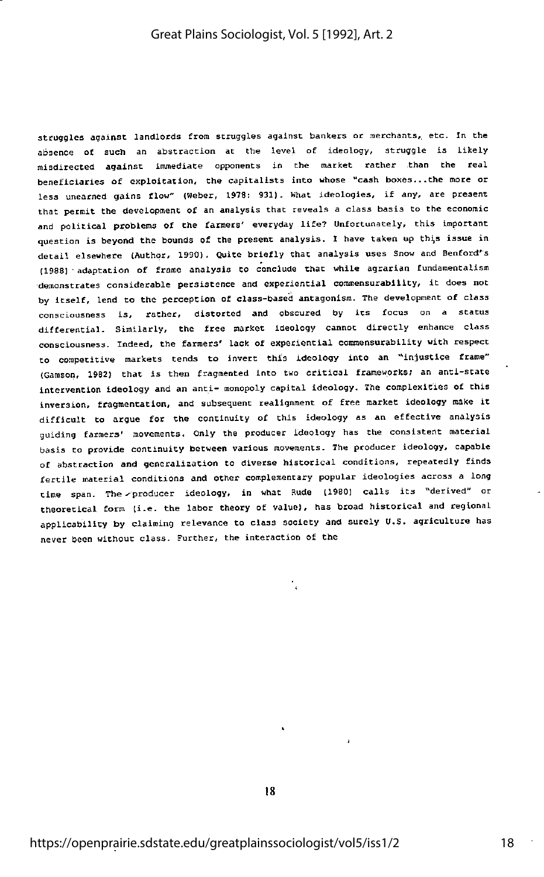struggles against landlords from struggles against bankers or merchants, etc. In the absence of such an abstraction at the level of ideology, struggle is likely misdirected against immediate opponents in the market rather than the real beneficiaries of exploitation, the capitalists into whose "cash boxes...the more or less unearned gains flow" (Weber, 1978: 931). What ideologies, if any, are present that permit the development of an analysis that reveals a class basis to the economic and political problems of the farmers' everyday life? Unfortunately, this important question is beyond the bounds of the present analysis. I have taken up this issue in detail elsewhere (Author, 1990). Quite briefly that analysis uses Snow and Benford's (1988) adaptation of frame analysis to conclude that while agrarian fundamentalism demonstrates considerable persistence and experiential commensurability, it does not by itself, lend to the perception of class-based antagonism. The development of class consciousness is, rather, distorted and obscured by its focus on a status differential. Similarly, the free market ideology cannot directly enhance class consciousness. Indeed, the farmers' lack of experiential commensurability with respect to competitive markets tends to invert this ideology into an "injustice frame" (Gamson, 1982) that is then fragmented into two critical frameworks; an anti-state intervention ideology and an anti- monopoly capital ideology. The complexities of this inversion, fragmentation, and subsequent realignment of free market ideology make it difficult to argue for the continuity of this ideology as an effective analysis guiding farmers' movements. Only the producer ideology has the consistent material basis to provide continuity between various movements. The producer ideology, capable of abstraction and generalization to diverse historical conditions, repeatedly finds fertile material conditions and other complementary popular ideologies across a long time span. The producer ideology, in what Rude (1980) calls its "derived" or theoretical form (i.e. the labor theory of value), has broad historical and regional applicability by claiming relevance to class society and surely U.S. agriculture has never been without class. Further, the interaction of the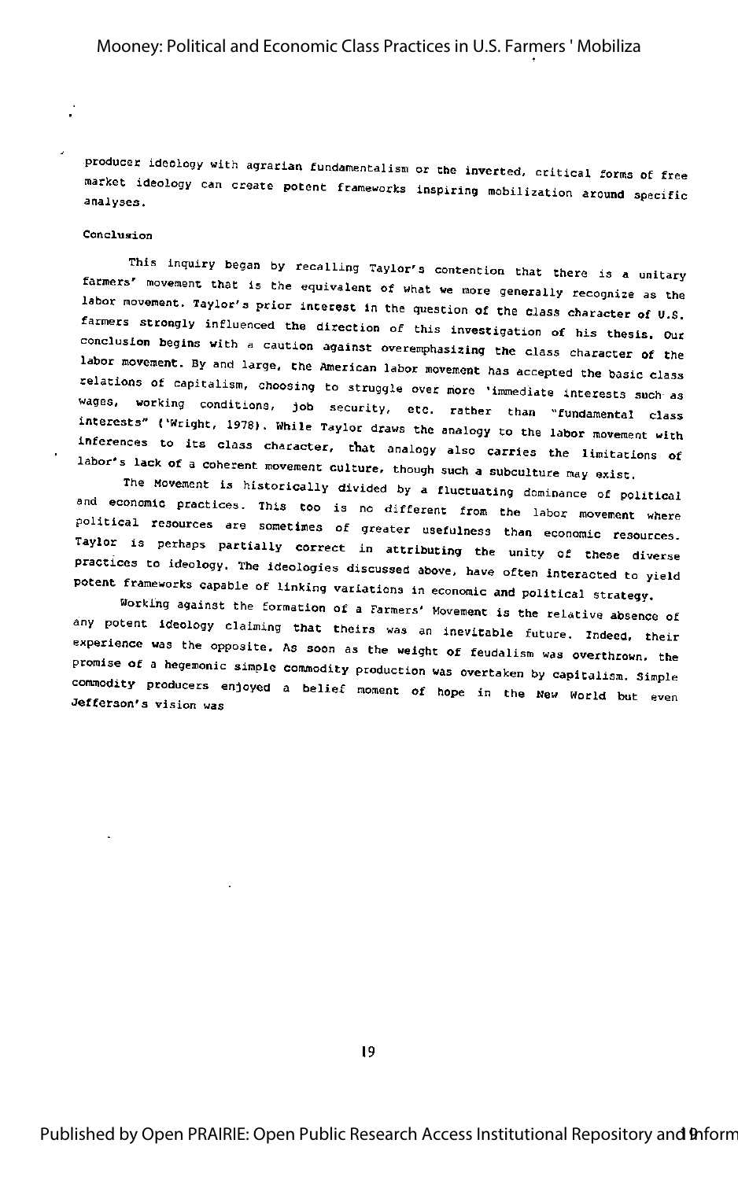producer ideology with agrarian fundamentalism or the inverted, critical forms of free market ideology can create potent frameworks inspiring mobilization around specific analyses.

## Conclusion

This inquiry began by recalling Taylor's contention that there is a unitary farmers' movement that is the equivalent of what we more generally recognize as the labor movement. Taylor's prior interest in the question of the class character of U.S. farmers strongly influenced the direction of this investigation of his thesis. Our conclusion begins with a caution against overemphasizing the class character of the labor movement. By and large, the American labor movement has accepted the basic class relations of capitalism, choosing to struggle over more 'immediate interests such as wages, working conditions, job security, etc. rather than "fundamental class interests" ('Wright, 1978). While Taylor draws the analogy to the labor movement with inferences to its class character, that analogy also carries the limitations of labor's lack of a coherent movement culture, though such a subculture may exist.

The Movement is historically divided by a fluctuating dominance of political and economic practices. This too is no different from the labor movement where political resources are sometimes of greater usefulness than economic resources. Taylor is perhaps partially correct in attributing the unity of these diverse practices to ideology. The ideologies discussed above, have often interacted to yield potent frameworks capable of linking variations in economic and political strategy.

Working against the formation of a Farmers' Movement is the relative absence of any potent ideology claiming that theirs was an inevitable future. Indeed, their experience was the opposite. As soon as the weight of feudalism was overthrown, the promise of a hegemonic simple commodity production was overtaken by capitalism. Simple commodity producers enjoyed a belief moment of hope in the New World but even Jefferson's vision was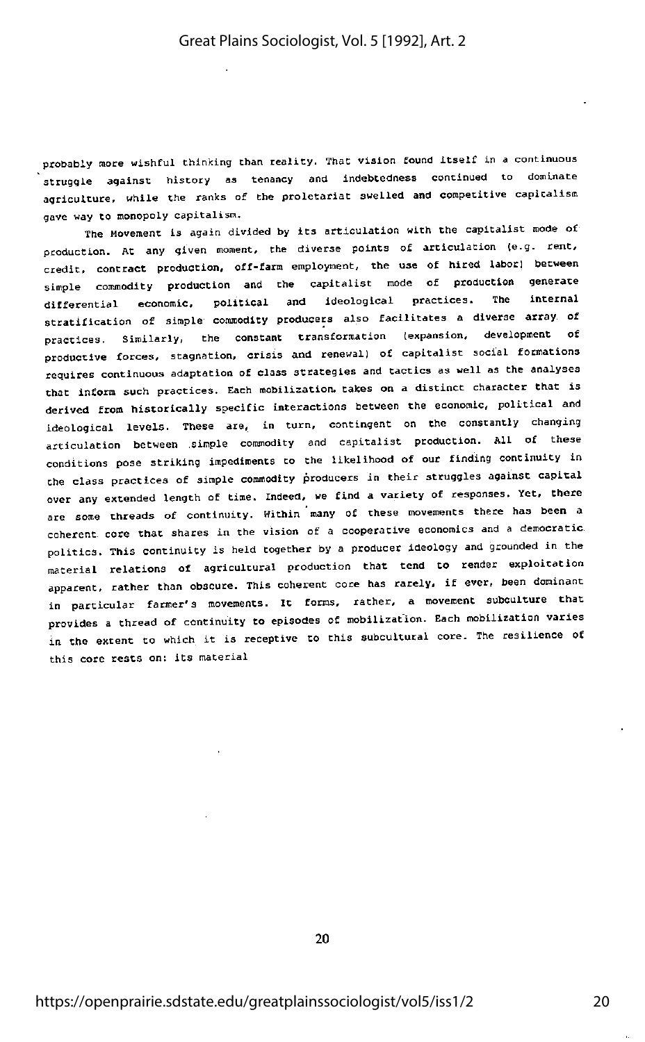probably more wishful thinking than reality. That vision found itself in a continuous struggle against history as tenancy and indebtedness continued to dominate agriculture, while the ranks of the proletariat swelled and competitive capitalism gave way to monopoly capitalism.

The Movement is again divided by its articulation with the capitalist mode of production. At any given moment, the diverse points of articulation (e.g. rent, credit, contract production, off-farm employment, the use of hired labor) between simple commodity production and the capitalist mode of production generate differential economic, political and ideological practices. The internal stratification of simple commodity producers also facilitates a diverse array of practices. Similarly, the constant transformation (expansion, development of productive forces, stagnation, crisis and renewal) of capitalist social formations requires continuous adaptation of class strategies and tactics as well as the analyses that inform such practices. Each mobilization takes on a distinct character that is derived from historically specific interactions between the economic, political and ideological levels. These are, in turn, contingent on the constantly changing articulation between simple commodity and capitalist production. All of these conditions pose striking impediments to the likelihood of our finding continuity in the class practices of simple commodity producers in their struggles against capital over any extended length of time. Indeed, we find a variety of responses. Yet, there are some threads of continuity. Within many of these movements there has been a coherent core that shares in the vision of a cooperative economics and a democratic politics. This continuity is held together by a producer ideology and grounded in the material relations of agricultural production that tend to render exploitation apparent, rather than obscure. This coherent core has rarely, if ever, been dominant in particular farmer's movements. It forms, rather, a movement subculture that provides a thread of continuity to episodes of mobilization. Each mobilization varies in the extent to which it is receptive to this subcultural core. The resilience of this core rests on: its material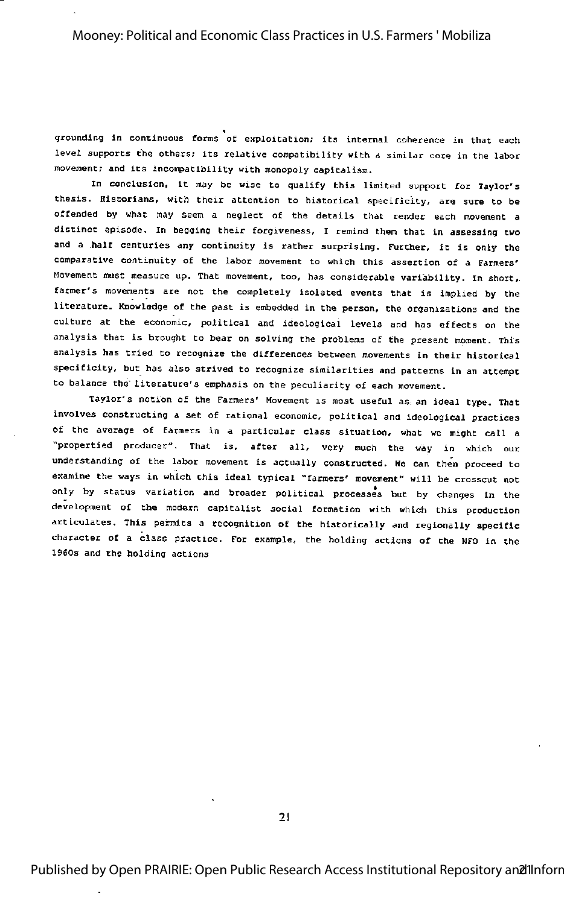grounding in continuous forms of exploitation; its internal coherence in that each level supports the others; its relative compatibility with a similar core in the labor movement; and its incompatibility with monopoly capitalism.

In conclusion, it may be wise to qualify this limited support for Taylor's thesis. Historians, with their attention to historical specificity, are sure to be offended by what may seem a neglect of the details that render each movement a distinct episode. In begging their forgiveness, I remind them that in assessing two and a half centuries any continuity is rather surprising. Further, it is only the comparative continuity of the labor movement to which this assertion of a Farmers' Movement must measure up. That movement, too, has considerable variability. In short, farmer's movements are not the completely isolated events that is implied by the literature. Knowledge of the past is embedded in the person, the organizations and the culture at the economic, political and ideological levels and has effects on the analysis that is brought to bear on solving the problems of the present moment. This analysis has tried to recognize the differences between movements in their historical specificity, but has also strived to recognize similarities and patterns in an attempt to balance the literature's emphasis on the peculiarity of each movement.

Taylor's notion of the Farmers' Movement is most useful as an ideal type. That involves constructing a set of rational economic, political and ideological practices of the average of farmers in a particular class situation, what we might call a "propertied producer". That is, after all, very much the way in which our understanding of the labor movement is actually constructed. We can then proceed to examine the ways in which this ideal typical "farmers' movement" will be crosscut not only by status variation and broader political processes but by changes in the development of the modern capitalist social formation with which this production articulates. This permits a recognition of the historically and regionally specific character of a class practice. For example, the holding actions of the NFO in the 1960s and the holding actions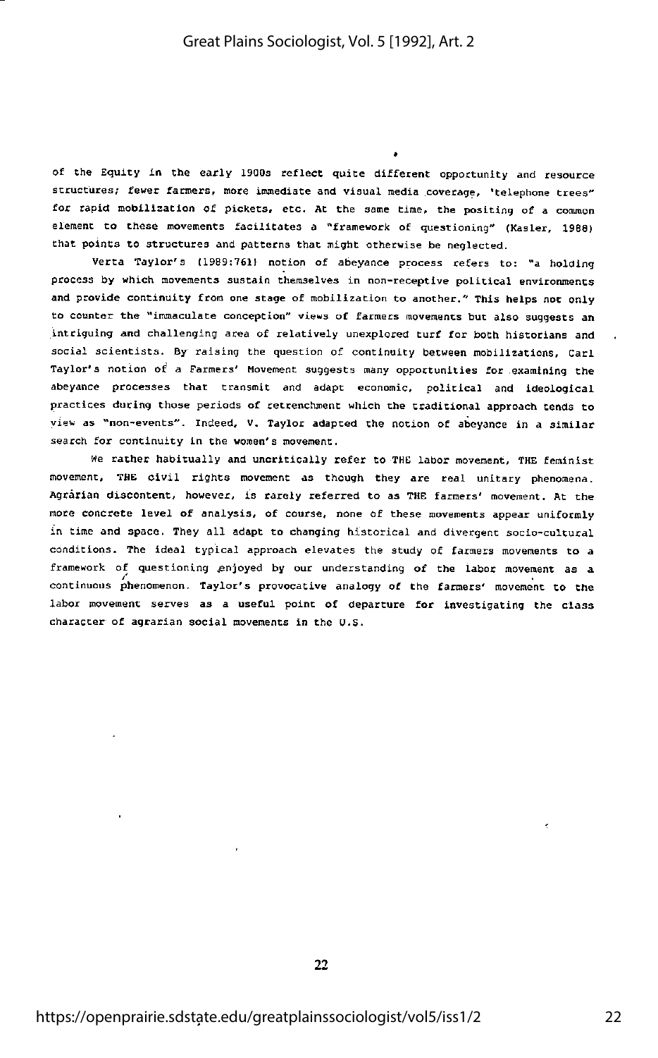of the Equity in the early 1900s reflect quite different opportunity and resource structures; fewer farmers, more immediate and visual media coverage, 'telephone trees" for rapid mobilization of pickets, etc. At the same time, the positing of a common element to these movements facilitates a "framework of questioning" (Kasler, 1988) that points to structures and patterns that might otherwise be neglected.

Verta Taylor's (1989:761) notion of abeyance process refers to: "a holding process by which movements sustain themselves in non-receptive political environments and provide continuity from one stage of mobilization to another." This helps not only to counter the "immaculate conception" views of farmers movements but also suggests an intriguing and challenging area of relatively unexplored turf for both historians and social scientists. By raising the question of continuity between mobilizations, Carl Taylor's notion of a Farmers' Movement suggests many opportunities for examining the abeyance processes that transmit and adapt economic, political and ideological practices during those periods of retrenchment which the traditional approach tends to view as "non-events". Indeed, V. Taylor adapted the notion of abeyance in a similar search for continuity in the women's movement.

We rather habitually and uncritically refer to THE labor movement, THE feminist movement, THE civil rights movement as though they are real unitary phenomena. Agrarian discontent, however, is rarely referred to as THE farmers' movement. At the more concrete level of analysis, of course, none of these movements appear uniformly in time and space. They all adapt to changing historical and divergent socio-cultural conditions. The ideal typical approach elevates the study of farmers movements to a framework of questioning enjoyed by our understanding of the labor movement as a continuous phenomenon. Taylor's provocative analogy of the farmers' movement to the labor movement serves as a useful point of departure for investigating the class character of agrarian social movements in the U.S.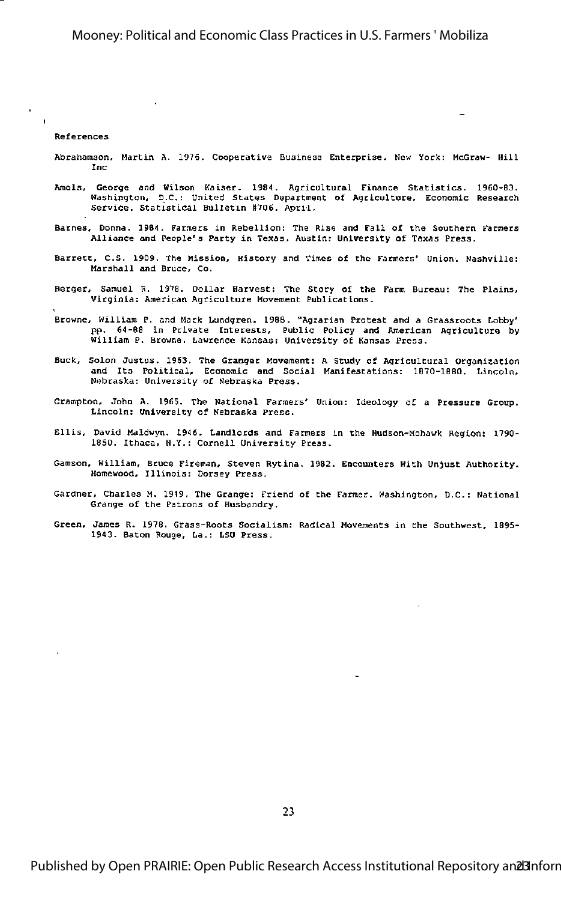References

Abrahamson, Martin A. 1976. Cooperative Business Enterprise. New York: McGraw- Hill Inc

Amols, George and Wilson Kaiser. 1984. Agricultural Finance Statistics. 1960-83. Washington, D.C.: United States Department of Agriculture, Economic Research Service. Statistical Bulletin #706. April.

Barnes, Donna. 1984. Farmers in Rebellion: The Rise and Fall of the Southern Farmers Alliance and People's Party in Texas. Austin: University of Texas Press.

Barrett, C.S. 1909. The Mission, History and Times of the Farmers' Union. Nashville: Marshall and Bruce, Co.

Berger, Samuel R. 1978. Dollar Harvest: The Story of the Farm Bureau: The Plains, Virginia: American Agriculture Movement Publications.

Browne, William P. and Mark Lundgren. 1988. "Agrarian Protest and a Grassroots Lobby' pp. 64-88 in Private Interests, Public Policy and American Agriculture by William P. Browne. Lawrence Kansas: University of Kansas Press.

Buck, Solon Justus. 1963. The Granger Movement: A Study of Agricultural Organization and Its Political, Economic and Social Manifestations: 1870-1880. Lincoln, Nebraska: University of Nebraska Press.

Crampton, John A. 1965. The National Farmers' Union: Ideology of a Pressure Group. Lincoln: University of Nebraska Press.

Ellis, David Maldwyn. 1946. Landlords and Farmers in the Hudson-Mohawk Region: 1790-1850. Ithaca, N.Y.: Cornell University Press.

Gamson, William, Bruce Fireman, Steven Rytina. 1982. Encounters With Unjust Authority. Homewood, Illinois: Dorsey Press.

Gardner, Charles M. 1949. The Grange: Friend of the Farmer. Washington, D.C.: National Grange of the Patrons of Husbandry.

Green, James R. 1978. Grass-Roots Socialism: Radical Movements in the Southwest, 1895-1943. Baton Rouge, La.: LSU Press.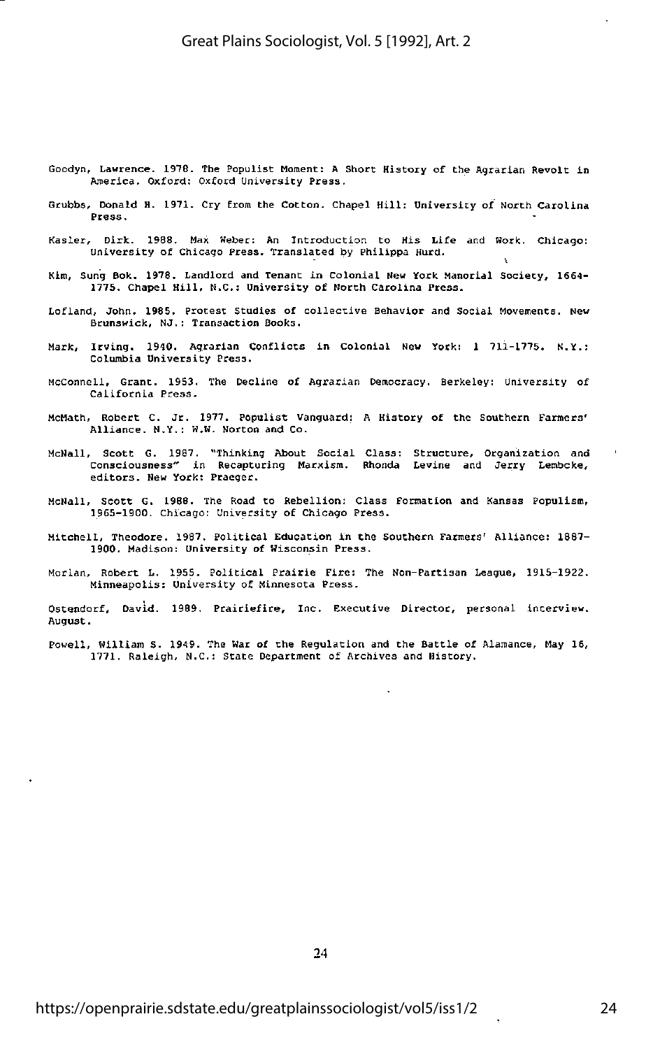Goodyn, Lawrence. 1978. The Populist Moment: A Short History of the Agrarian Revolt in America. Oxford: Oxford University Press.

Grubbs, Donald H. 1971. Cry from the Cotton. Chapel Hill: University of North Carolina Press.

Kasler, Dirk. 1988. Max Weber: An Introduction to His Life and Work. Chicago: University of Chicago Press. Translated by Philippa Hurd.

Kim, Sung Bok. 1978. Landlord and Tenant in Colonial New York Manorial Society, 1664-1775. Chapel Hill, N.C.: University of North Carolina Press.

Lofland, John. 1985. Protest Studies of collective Behavior and Social Movements. New Brunswick, NJ.: Transaction Books.

Mark, Irving. 1940. Agrarian Conflicts in Colonial New York: 1 711-1775. N.Y.: Columbia University Press.

McConnell, Grant. 1953. The Decline of Agrarian Democracy. Berkeley: University of California Press.

McMath, Robert C. Jr. 1977. Populist Vanguard: A History of the Southern Farmers' Alliance. N.Y.: W.W. Norton and Co.

McNall, Scott G. 1987. "Thinking About Social Class: Structure, Organization and Consciousness" in Recapturing Marxism. Rhonda Levine and Jerry Lembcke, editors. New York: Praeger.

McNall, Scott G. 1988. The Road to Rebellion: Class Formation and Kansas Populism, 1965-1900. Chicago: University of Chicago Press.

Mitchell, Theodore. 1987. Political Education in the Southern Farmers' Alliance: 1887-1900. Madison: University of Wisconsin Press.

Morlan, Robert L. 1955. Political Prairie Fire: The Non-Partisan League, 1915-1922. Minneapolis: University of Minnesota Press.

Ostendorf, David. 1989. Prairiefire, Inc. Executive Director, personal interview. August.

Powell, William S. 1949. The War of the Regulation and the Battle of Alamance, May 16, 1771. Raleigh, N.C.: State Department of Archives and History.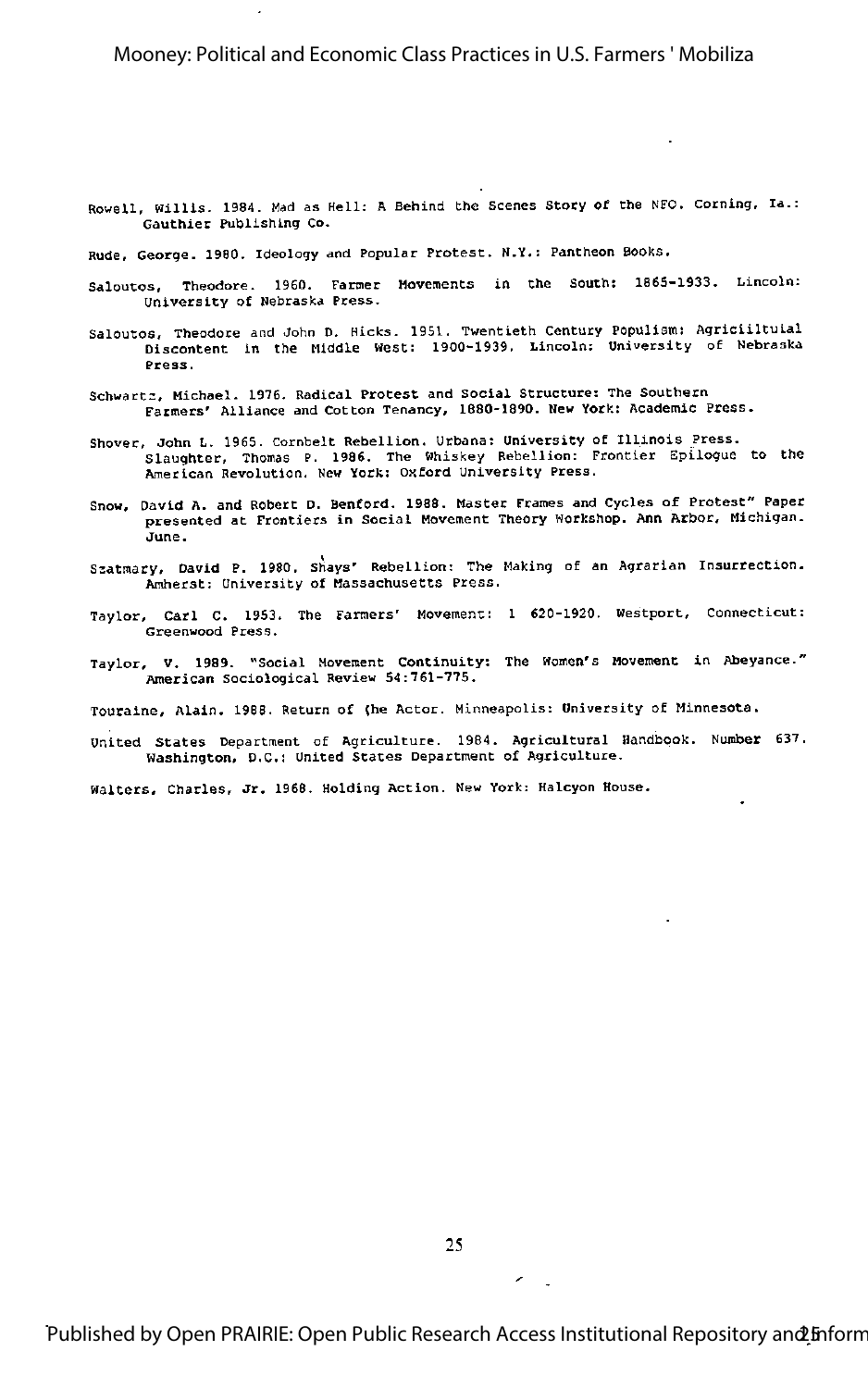Rowell, Willis. 1984. Mad as Hell: A Behind the Scenes Story of the NFO. Corning, Ia.: Gauthier Publishing Co.

Rude, George. 1980. Ideology and Popular Protest. N.Y.: Pantheon Books.

Saloutos, Theodore. 1960. Farmer Movements in the South: 1865-1933. Lincoln: University of Nebraska Press.

Saloutos, Theodore and John D. Hicks. 1951. Twentieth Century Populism: Agriciiltulal Discontent in the Middle West: 1900-1939. Lincoln: University of Nebraska Press.

Schwartz, Michael. 1976. Radical Protest and Social Structure: The Southern Farmers' Alliance and Cotton Tenancy, 1880-1890. New York: Academic Press.

Shover, John L. 1965. Cornbelt Rebellion. Urbana: University of Illinois Press.
Slaughter, Thomas P. 1986. The Whiskey Rebellion: Frontier Epilogue to the American Revolution. New York: Oxford University Press.

Snow, David A. and Robert D. Benford. 1988. Master Frames and Cycles of Protest" Paper presented at Frontiers in Social Movement Theory Workshop. Ann Arbor, Michigan. June.

Szatmary, David P. 1980. Shays' Rebellion: The Making of an Agrarian Insurrection. Amherst: University of Massachusetts Press.

Taylor, Carl C. 1953. The Farmers' Movement: 1 620-1920. Westport, Connecticut: Greenwood Press.

Taylor, V. 1989. "Social Movement Continuity: The Women's Movement in Abeyance." American Sociological Review 54:761-775.

Touraine, Alain. 1988. Return of (he Actor. Minneapolis: University of Minnesota.

United States Department of Agriculture. 1984. Agricultural Handbook. Number 637. Washington, D.C.: United States Department of Agriculture.

Walters, Charles, Jr. 1968. Holding Action. New York: Halcyon House.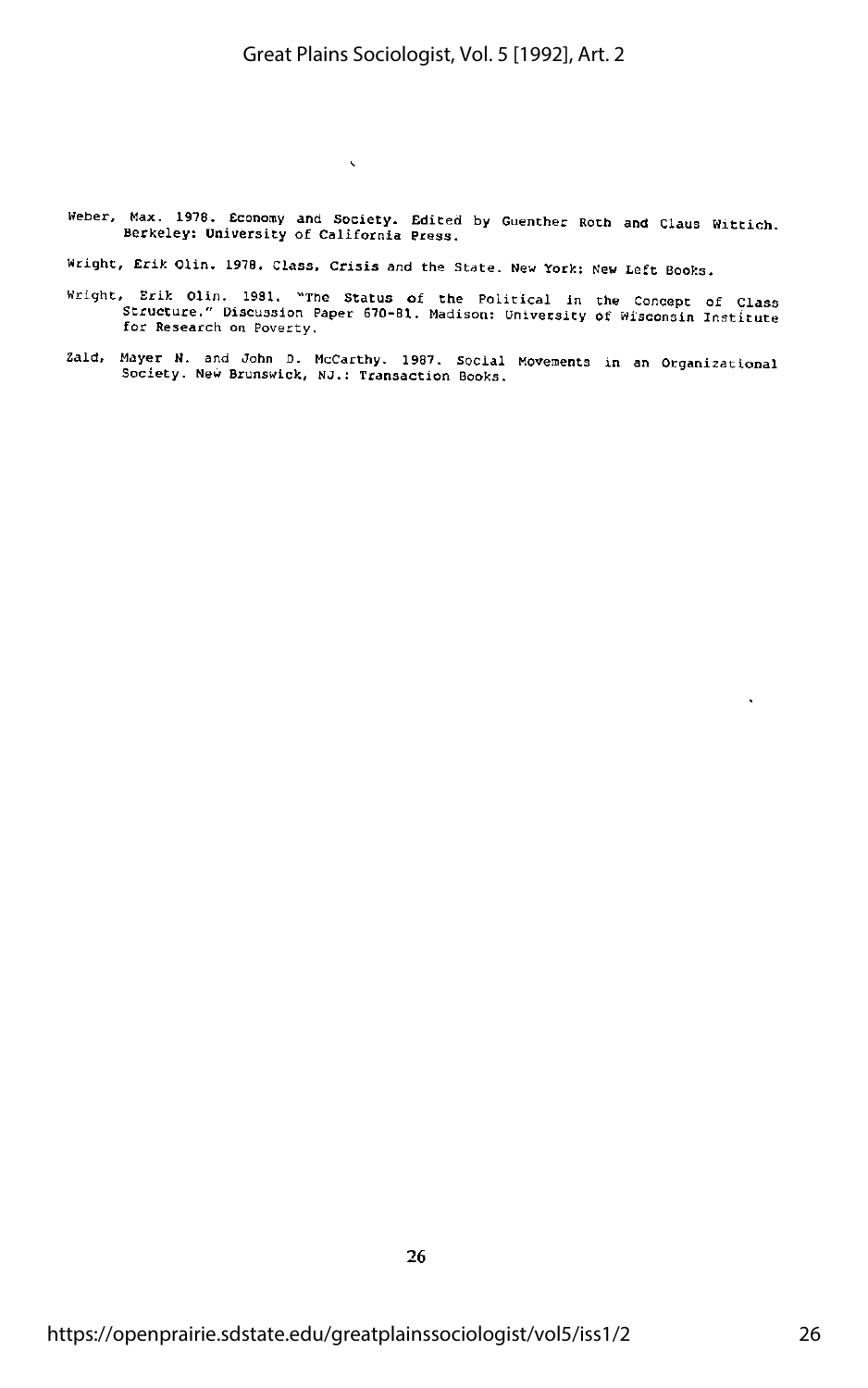Weber, Max. 1978. Economy and Society. Edited by Guenther Roth and Claus Wittich. Berkeley: University of California Press.

Wright, Erik Olin. 1978. Class, Crisis and the State. New York: New Left Books.

Wright, Erik Olin. 1981. "The Status of the Political in the Concept of Class Structure." Discussion Paper 670-81. Madison: University of Wisconsin Institute for Research on Poverty.

Zald, Mayer N. and John D. McCarthy. 1987. Social Movements in an Organizational Society. New Brunswick, NJ.: Transaction Books.